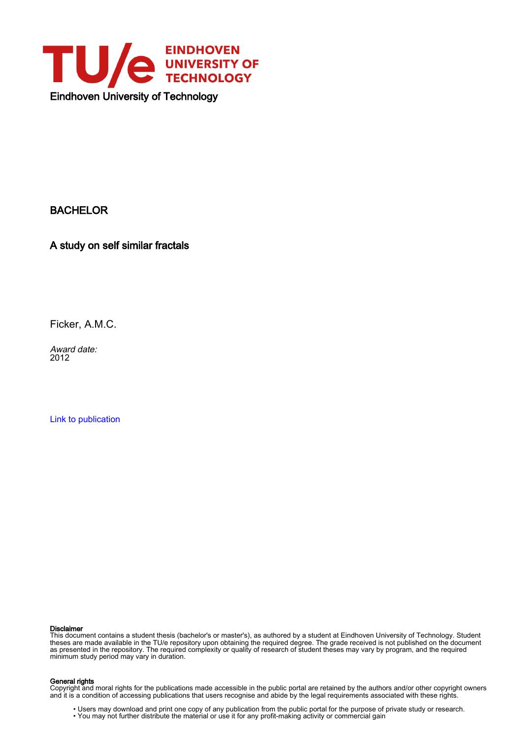EINDHOVEN UNIVERSITY OF TECHNOLOGY

Eindhoven University of Technology

BACHELOR

A study on self similar fractals

Ficker, A.M.C.

*Award date:*
2012

Link to publication

**Disclaimer**
This document contains a student thesis (bachelor's or master's), as authored by a student at Eindhoven University of Technology. Student theses are made available in the TU/e repository upon obtaining the required degree. The grade received is not published on the document as presented in the repository. The required complexity or quality of research of student theses may vary by program, and the required minimum study period may vary in duration.

**General rights**
Copyright and moral rights for the publications made accessible in the public portal are retained by the authors and/or other copyright owners and it is a condition of accessing publications that users recognise and abide by the legal requirements associated with these rights.

- Users may download and print one copy of any publication from the public portal for the purpose of private study or research.
- You may not further distribute the material or use it for any profit-making activity or commercial gain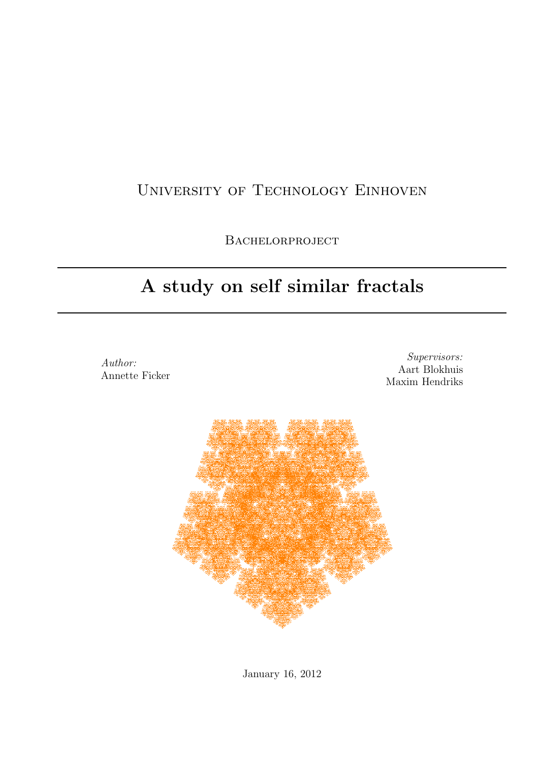University of Technology Einhoven

Bachelorproject

---

# A study on self similar fractals

---

*Author:*
Annette Ficker

*Supervisors:*
Aart Blokhuis
Maxim Hendriks

January 16, 2012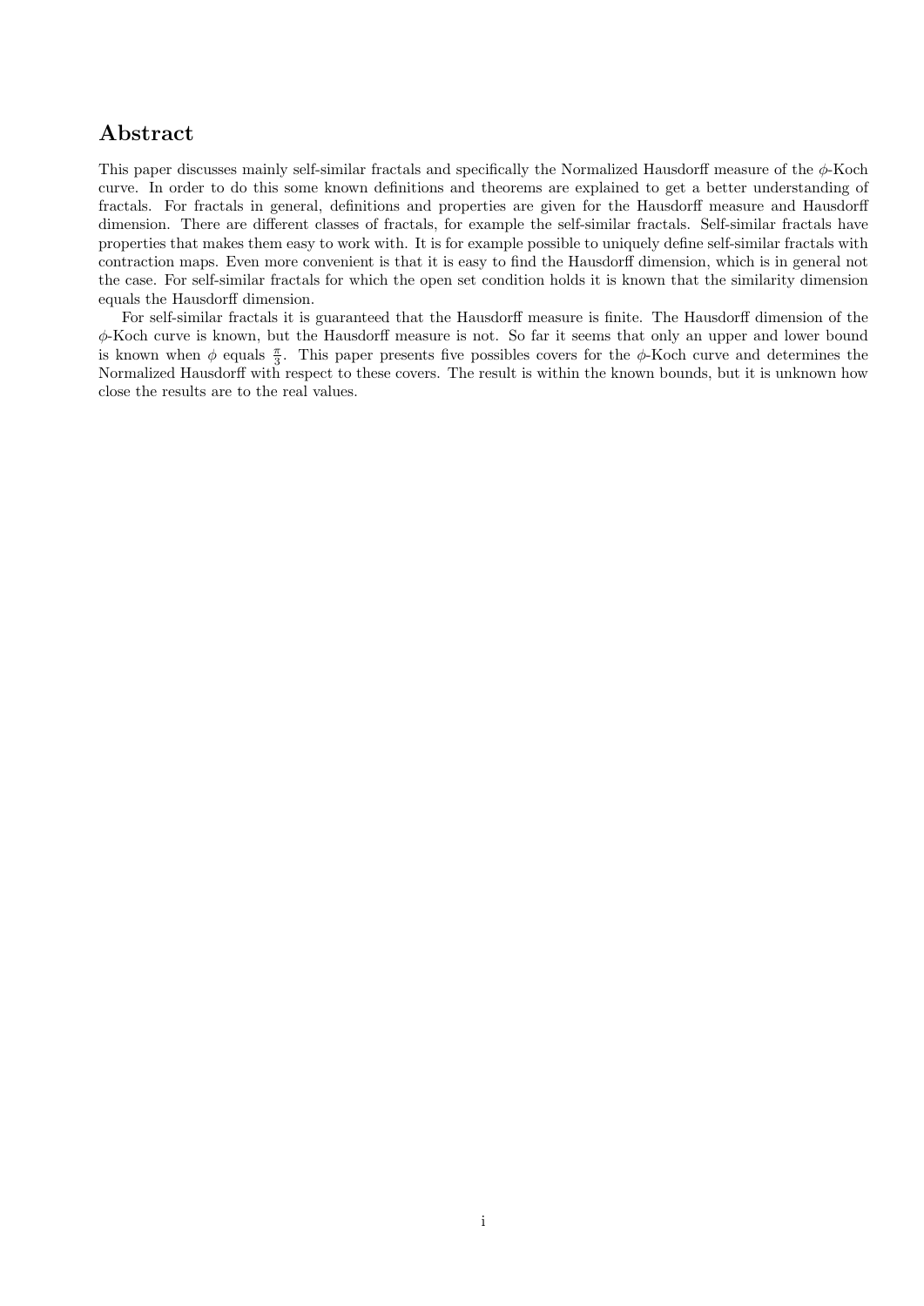## Abstract

This paper discusses mainly self-similar fractals and specifically the Normalized Hausdorff measure of the $\phi$-Koch curve. In order to do this some known definitions and theorems are explained to get a better understanding of fractals. For fractals in general, definitions and properties are given for the Hausdorff measure and Hausdorff dimension. There are different classes of fractals, for example the self-similar fractals. Self-similar fractals have properties that makes them easy to work with. It is for example possible to uniquely define self-similar fractals with contraction maps. Even more convenient is that it is easy to find the Hausdorff dimension, which is in general not the case. For self-similar fractals for which the open set condition holds it is known that the similarity dimension equals the Hausdorff dimension.

For self-similar fractals it is guaranteed that the Hausdorff measure is finite. The Hausdorff dimension of the $\phi$-Koch curve is known, but the Hausdorff measure is not. So far it seems that only an upper and lower bound is known when $\phi$ equals $\frac{\pi}{3}$. This paper presents five possibles covers for the $\phi$-Koch curve and determines the Normalized Hausdorff with respect to these covers. The result is within the known bounds, but it is unknown how close the results are to the real values.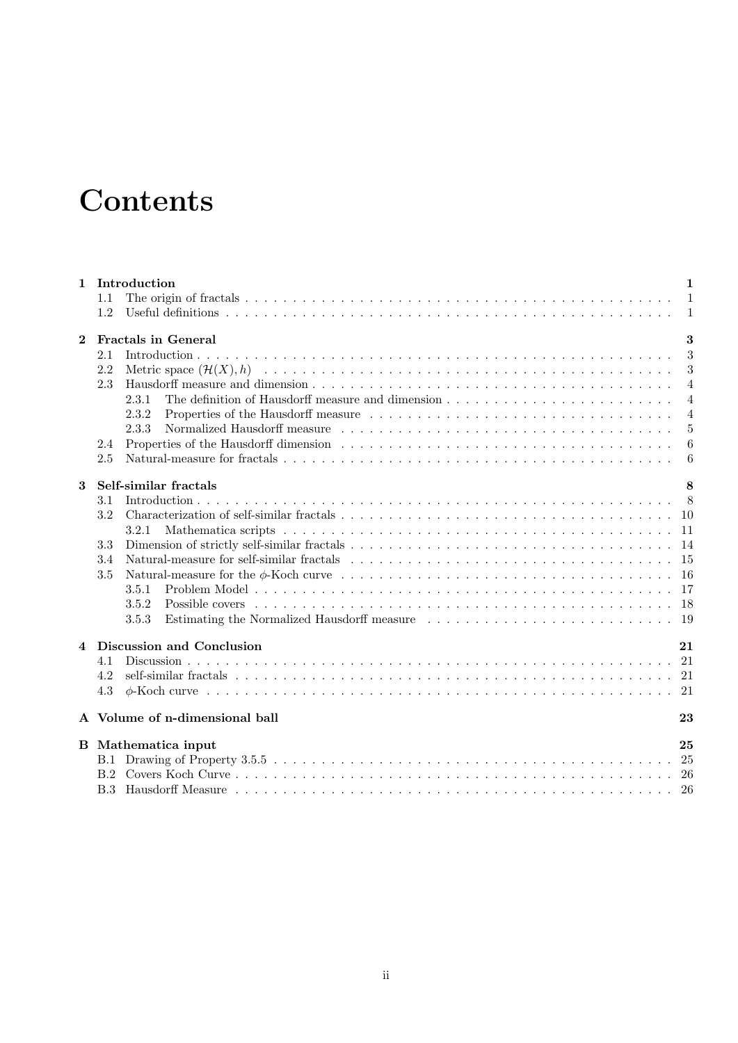# Contents

**1 Introduction** 1
- 1.1 The origin of fractals 1
- 1.2 Useful definitions 1

**2 Fractals in General** 3
- 2.1 Introduction 3
- 2.2 Metric space $(\mathcal{H}(X), h)$ 3
- 2.3 Hausdorff measure and dimension 4
  - 2.3.1 The definition of Hausdorff measure and dimension 4
  - 2.3.2 Properties of the Hausdorff measure 4
  - 2.3.3 Normalized Hausdorff measure 5
- 2.4 Properties of the Hausdorff dimension 6
- 2.5 Natural-measure for fractals 6

**3 Self-similar fractals** 8
- 3.1 Introduction 8
- 3.2 Characterization of self-similar fractals 10
  - 3.2.1 Mathematica scripts 11
- 3.3 Dimension of strictly self-similar fractals 14
- 3.4 Natural-measure for self-similar fractals 15
- 3.5 Natural-measure for the $\phi$-Koch curve 16
  - 3.5.1 Problem Model 17
  - 3.5.2 Possible covers 18
  - 3.5.3 Estimating the Normalized Hausdorff measure 19

**4 Discussion and Conclusion** 21
- 4.1 Discussion 21
- 4.2 self-similar fractals 21
- 4.3 $\phi$-Koch curve 21

**A Volume of n-dimensional ball** 23

**B Mathematica input** 25
- B.1 Drawing of Property 3.5.5 25
- B.2 Covers Koch Curve 26
- B.3 Hausdorff Measure 26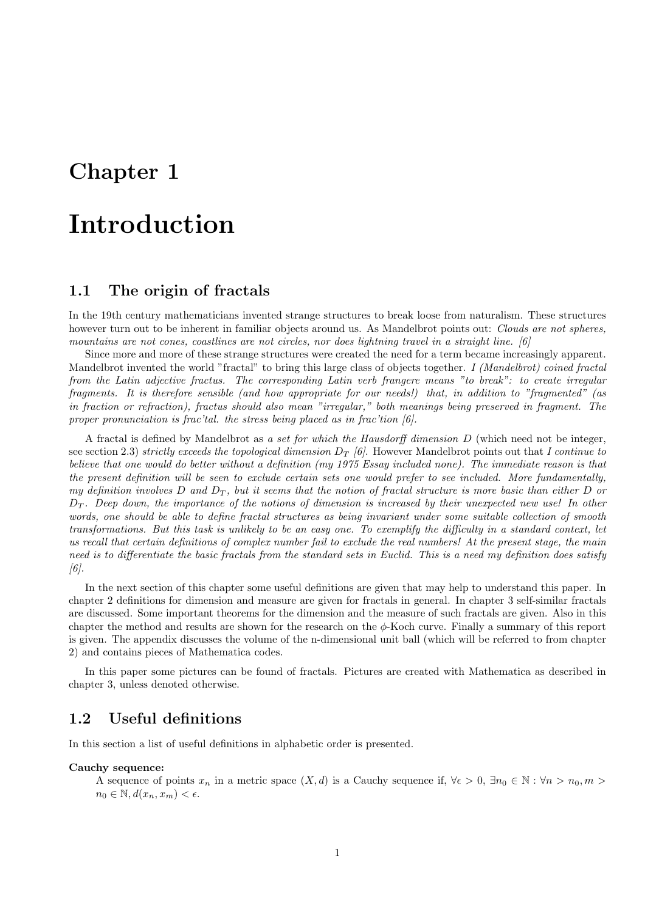# Chapter 1

# Introduction

## 1.1 The origin of fractals

In the 19th century mathematicians invented strange structures to break loose from naturalism. These structures however turn out to be inherent in familiar objects around us. As Mandelbrot points out: *Clouds are not spheres, mountains are not cones, coastlines are not circles, nor does lightning travel in a straight line. [6]*

Since more and more of these strange structures were created the need for a term became increasingly apparent. Mandelbrot invented the world "fractal" to bring this large class of objects together. *I (Mandelbrot) coined fractal from the Latin adjective fractus. The corresponding Latin verb frangere means "to break": to create irregular fragments. It is therefore sensible (and how appropriate for our needs!) that, in addition to "fragmented" (as in fraction or refraction), fractus should also mean "irregular," both meanings being preserved in fragment. The proper pronunciation is frac'tal. the stress being placed as in frac'tion [6].*

A fractal is defined by Mandelbrot as *a set for which the Hausdorff dimension $D$* (which need not be integer, see section 2.3) *strictly exceeds the topological dimension $D_T$ [6].* However Mandelbrot points out that *I continue to believe that one would do better without a definition (my 1975 Essay included none). The immediate reason is that the present definition will be seen to exclude certain sets one would prefer to see included. More fundamentally, my definition involves $D$ and $D_T$, but it seems that the notion of fractal structure is more basic than either $D$ or $D_T$. Deep down, the importance of the notions of dimension is increased by their unexpected new use! In other words, one should be able to define fractal structures as being invariant under some suitable collection of smooth transformations. But this task is unlikely to be an easy one. To exemplify the difficulty in a standard context, let us recall that certain definitions of complex number fail to exclude the real numbers! At the present stage, the main need is to differentiate the basic fractals from the standard sets in Euclid. This is a need my definition does satisfy [6].*

In the next section of this chapter some useful definitions are given that may help to understand this paper. In chapter 2 definitions for dimension and measure are given for fractals in general. In chapter 3 self-similar fractals are discussed. Some important theorems for the dimension and the measure of such fractals are given. Also in this chapter the method and results are shown for the research on the $\phi$-Koch curve. Finally a summary of this report is given. The appendix discusses the volume of the n-dimensional unit ball (which will be referred to from chapter 2) and contains pieces of Mathematica codes.

In this paper some pictures can be found of fractals. Pictures are created with Mathematica as described in chapter 3, unless denoted otherwise.

## 1.2 Useful definitions

In this section a list of useful definitions in alphabetic order is presented.

**Cauchy sequence:**

A sequence of points $x_n$ in a metric space $(X, d)$ is a Cauchy sequence if, $\forall \epsilon > 0$, $\exists n_0 \in \mathbb{N} : \forall n > n_0, m > n_0 \in \mathbb{N}, d(x_n, x_m) < \epsilon$.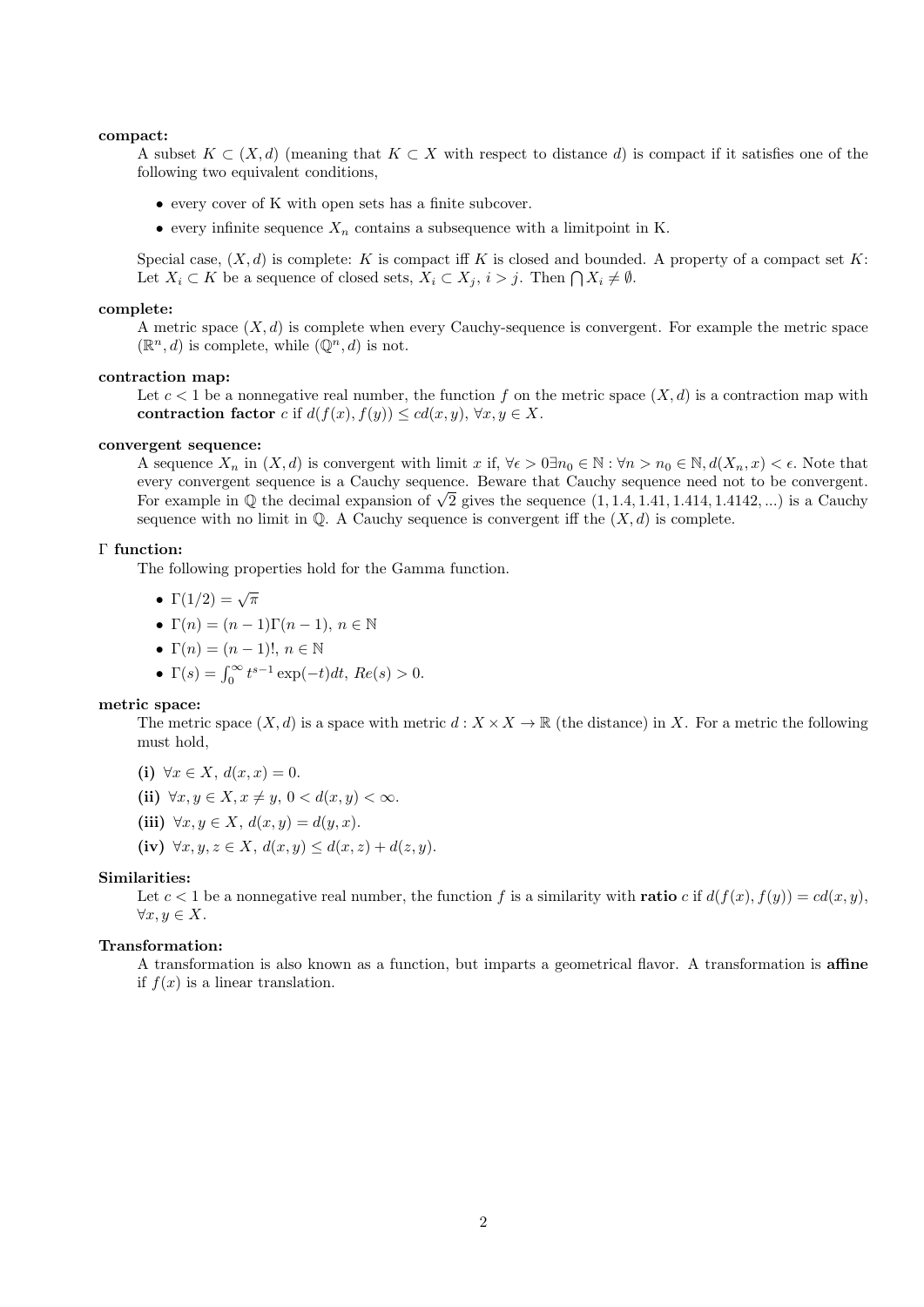**compact:**

A subset $K \subset (X, d)$ (meaning that $K \subset X$ with respect to distance $d$) is compact if it satisfies one of the following two equivalent conditions,

- every cover of K with open sets has a finite subcover.
- every infinite sequence $X_n$ contains a subsequence with a limitpoint in K.

Special case, $(X, d)$ is complete: $K$ is compact iff $K$ is closed and bounded. A property of a compact set $K$: Let $X_i \subset K$ be a sequence of closed sets, $X_i \subset X_j$, $i > j$. Then $\bigcap X_i \neq \emptyset$.

**complete:**

A metric space $(X, d)$ is complete when every Cauchy-sequence is convergent. For example the metric space $(\mathbb{R}^n, d)$ is complete, while $(\mathbb{Q}^n, d)$ is not.

**contraction map:**

Let $c < 1$ be a nonnegative real number, the function $f$ on the metric space $(X, d)$ is a contraction map with **contraction factor** $c$ if $d(f(x), f(y)) \leq cd(x, y)$, $\forall x, y \in X$.

**convergent sequence:**

A sequence $X_n$ in $(X, d)$ is convergent with limit $x$ if, $\forall \epsilon > 0 \exists n_0 \in \mathbb{N} : \forall n > n_0 \in \mathbb{N}, d(X_n, x) < \epsilon$. Note that every convergent sequence is a Cauchy sequence. Beware that Cauchy sequence need not to be convergent. For example in $\mathbb{Q}$ the decimal expansion of $\sqrt{2}$ gives the sequence $(1, 1.4, 1.41, 1.414, 1.4142, ...)$ is a Cauchy sequence with no limit in $\mathbb{Q}$. A Cauchy sequence is convergent iff the $(X, d)$ is complete.

**$\Gamma$ function:**

The following properties hold for the Gamma function.

- $\Gamma(1/2) = \sqrt{\pi}$
- $\Gamma(n) = (n-1)\Gamma(n-1)$, $n \in \mathbb{N}$
- $\Gamma(n) = (n-1)!$, $n \in \mathbb{N}$
- $\Gamma(s) = \int_0^\infty t^{s-1} \exp(-t) dt$, $Re(s) > 0$.

**metric space:**

The metric space $(X, d)$ is a space with metric $d : X \times X \to \mathbb{R}$ (the distance) in $X$. For a metric the following must hold,

**(i)** $\forall x \in X$, $d(x, x) = 0$.

**(ii)** $\forall x, y \in X, x \neq y$, $0 < d(x, y) < \infty$.

**(iii)** $\forall x, y \in X$, $d(x, y) = d(y, x)$.

**(iv)** $\forall x, y, z \in X$, $d(x, y) \leq d(x, z) + d(z, y)$.

**Similarities:**

Let $c < 1$ be a nonnegative real number, the function $f$ is a similarity with **ratio** $c$ if $d(f(x), f(y)) = cd(x, y)$, $\forall x, y \in X$.

**Transformation:**

A transformation is also known as a function, but imparts a geometrical flavor. A transformation is **affine** if $f(x)$ is a linear translation.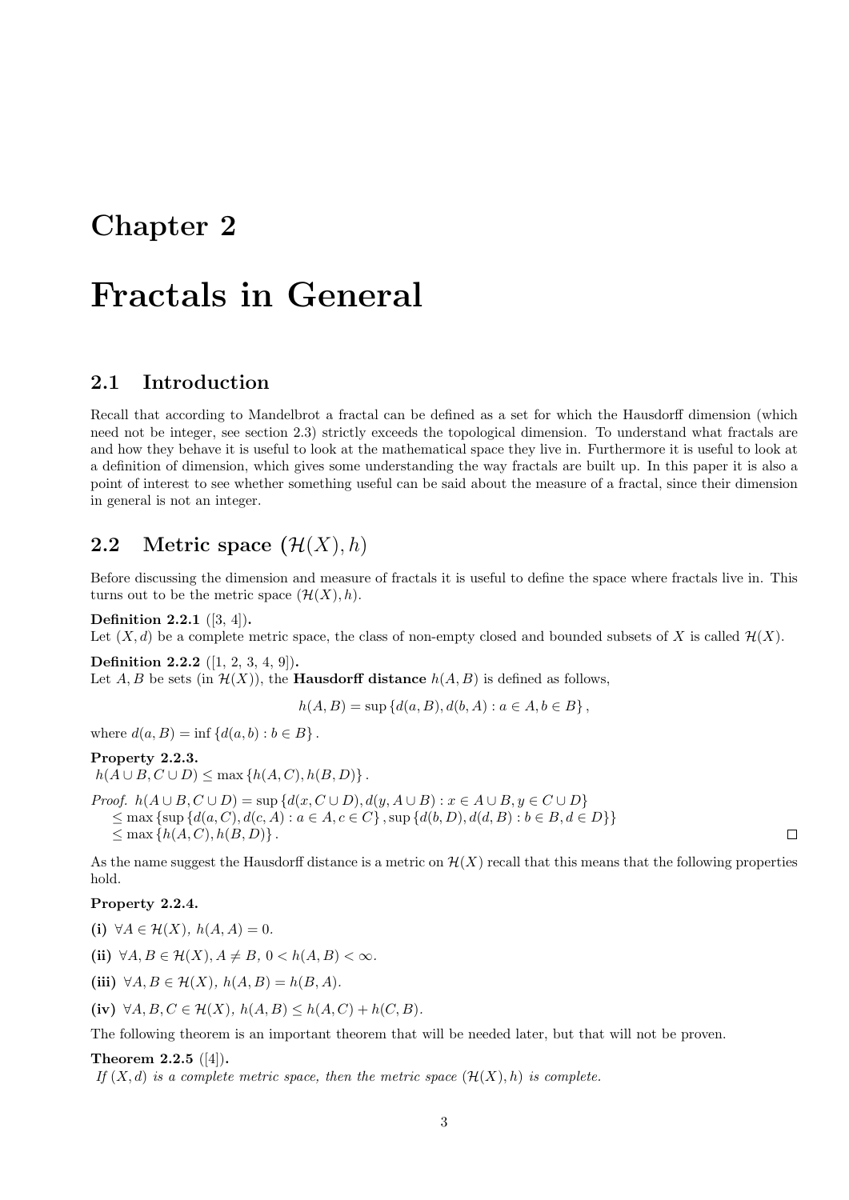# Chapter 2

# Fractals in General

## 2.1 Introduction

Recall that according to Mandelbrot a fractal can be defined as a set for which the Hausdorff dimension (which need not be integer, see section 2.3) strictly exceeds the topological dimension. To understand what fractals are and how they behave it is useful to look at the mathematical space they live in. Furthermore it is useful to look at a definition of dimension, which gives some understanding the way fractals are built up. In this paper it is also a point of interest to see whether something useful can be said about the measure of a fractal, since their dimension in general is not an integer.

## 2.2 Metric space $(\mathcal{H}(X), h)$

Before discussing the dimension and measure of fractals it is useful to define the space where fractals live in. This turns out to be the metric space $(\mathcal{H}(X), h)$.

**Definition 2.2.1** ([3, 4])**.**
Let $(X, d)$ be a complete metric space, the class of non-empty closed and bounded subsets of $X$ is called $\mathcal{H}(X)$.

**Definition 2.2.2** ([1, 2, 3, 4, 9])**.**
Let $A, B$ be sets (in $\mathcal{H}(X)$), the **Hausdorff distance** $h(A, B)$ is defined as follows,

$$h(A, B) = \sup \{d(a, B), d(b, A) : a \in A, b \in B\},$$

where $d(a, B) = \inf \{d(a, b) : b \in B\}$.

**Property 2.2.3.**
$h(A \cup B, C \cup D) \leq \max \{h(A, C), h(B, D)\}$.

*Proof.* $h(A \cup B, C \cup D) = \sup \{d(x, C \cup D), d(y, A \cup B) : x \in A \cup B, y \in C \cup D\}$
$\leq \max \{\sup \{d(a, C), d(c, A) : a \in A, c \in C\}, \sup \{d(b, D), d(d, B) : b \in B, d \in D\}\}$
$\leq \max \{h(A, C), h(B, D)\}$. □

As the name suggest the Hausdorff distance is a metric on $\mathcal{H}(X)$ recall that this means that the following properties hold.

**Property 2.2.4.**

**(i)** $\forall A \in \mathcal{H}(X),\ h(A, A) = 0$.

**(ii)** $\forall A, B \in \mathcal{H}(X), A \neq B,\ 0 < h(A, B) < \infty$.

**(iii)** $\forall A, B \in \mathcal{H}(X),\ h(A, B) = h(B, A)$.

**(iv)** $\forall A, B, C \in \mathcal{H}(X),\ h(A, B) \leq h(A, C) + h(C, B)$.

The following theorem is an important theorem that will be needed later, but that will not be proven.

**Theorem 2.2.5** ([4])**.**
*If $(X, d)$ is a complete metric space, then the metric space $(\mathcal{H}(X), h)$ is complete.*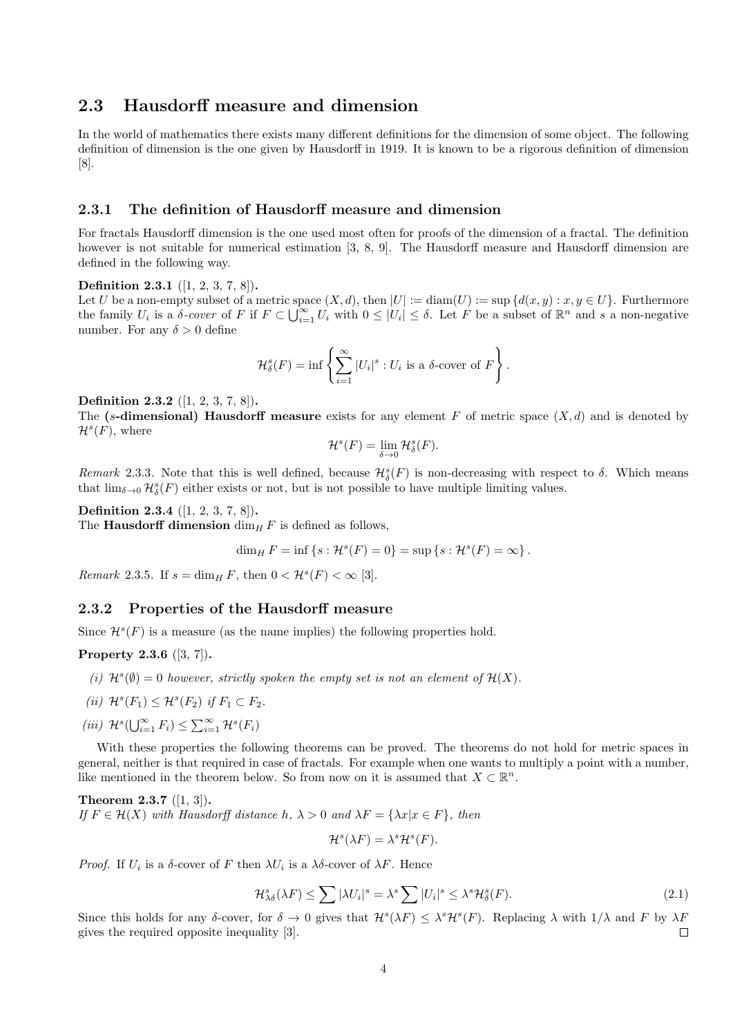## 2.3 Hausdorff measure and dimension

In the world of mathematics there exists many different definitions for the dimension of some object. The following definition of dimension is the one given by Hausdorff in 1919. It is known to be a rigorous definition of dimension [8].

### 2.3.1 The definition of Hausdorff measure and dimension

For fractals Hausdorff dimension is the one used most often for proofs of the dimension of a fractal. The definition however is not suitable for numerical estimation [3, 8, 9]. The Hausdorff measure and Hausdorff dimension are defined in the following way.

**Definition 2.3.1** ([1, 2, 3, 7, 8])**.**
Let $U$ be a non-empty subset of a metric space $(X, d)$, then $|U| := \operatorname{diam}(U) := \sup \{d(x, y) : x, y \in U\}$. Furthermore the family $U_i$ is a *$\delta$-cover* of $F$ if $F \subset \bigcup_{i=1}^{\infty} U_i$ with $0 \leq |U_i| \leq \delta$. Let $F$ be a subset of $\mathbb{R}^n$ and $s$ a non-negative number. For any $\delta > 0$ define

$$\mathcal{H}^s_\delta(F) = \inf \left\{ \sum_{i=1}^{\infty} |U_i|^s : U_i \text{ is a } \delta\text{-cover of } F \right\}.$$

**Definition 2.3.2** ([1, 2, 3, 7, 8])**.**
The **($s$-dimensional) Hausdorff measure** exists for any element $F$ of metric space $(X, d)$ and is denoted by $\mathcal{H}^s(F)$, where

$$\mathcal{H}^s(F) = \lim_{\delta \to 0} \mathcal{H}^s_\delta(F).$$

*Remark* 2.3.3. Note that this is well defined, because $\mathcal{H}^s_\delta(F)$ is non-decreasing with respect to $\delta$. Which means that $\lim_{\delta \to 0} \mathcal{H}^s_\delta(F)$ either exists or not, but is not possible to have multiple limiting values.

**Definition 2.3.4** ([1, 2, 3, 7, 8])**.**
The **Hausdorff dimension** $\dim_H F$ is defined as follows,

$$\dim_H F = \inf \{s : \mathcal{H}^s(F) = 0\} = \sup \{s : \mathcal{H}^s(F) = \infty\}.$$

*Remark* 2.3.5. If $s = \dim_H F$, then $0 < \mathcal{H}^s(F) < \infty$ [3].

### 2.3.2 Properties of the Hausdorff measure

Since $\mathcal{H}^s(F)$ is a measure (as the name implies) the following properties hold.

**Property 2.3.6** ([3, 7])**.**

*(i) $\mathcal{H}^s(\emptyset) = 0$ however, strictly spoken the empty set is not an element of $\mathcal{H}(X)$.*

*(ii) $\mathcal{H}^s(F_1) \leq \mathcal{H}^s(F_2)$ if $F_1 \subset F_2$.*

*(iii) $\mathcal{H}^s(\bigcup_{i=1}^{\infty} F_i) \leq \sum_{i=1}^{\infty} \mathcal{H}^s(F_i)$*

With these properties the following theorems can be proved. The theorems do not hold for metric spaces in general, neither is that required in case of fractals. For example when one wants to multiply a point with a number, like mentioned in the theorem below. So from now on it is assumed that $X \subset \mathbb{R}^n$.

**Theorem 2.3.7** ([1, 3])**.**
*If $F \in \mathcal{H}(X)$ with Hausdorff distance $h$, $\lambda > 0$ and $\lambda F = \{\lambda x | x \in F\}$, then*

$$\mathcal{H}^s(\lambda F) = \lambda^s \mathcal{H}^s(F).$$

*Proof.* If $U_i$ is a $\delta$-cover of $F$ then $\lambda U_i$ is a $\lambda\delta$-cover of $\lambda F$. Hence

$$\mathcal{H}^s_{\lambda\delta}(\lambda F) \leq \sum |\lambda U_i|^s = \lambda^s \sum |U_i|^s \leq \lambda^s \mathcal{H}^s_\delta(F). \tag{2.1}$$

Since this holds for any $\delta$-cover, for $\delta \to 0$ gives that $\mathcal{H}^s(\lambda F) \leq \lambda^s \mathcal{H}^s(F)$. Replacing $\lambda$ with $1/\lambda$ and $F$ by $\lambda F$ gives the required opposite inequality [3]. □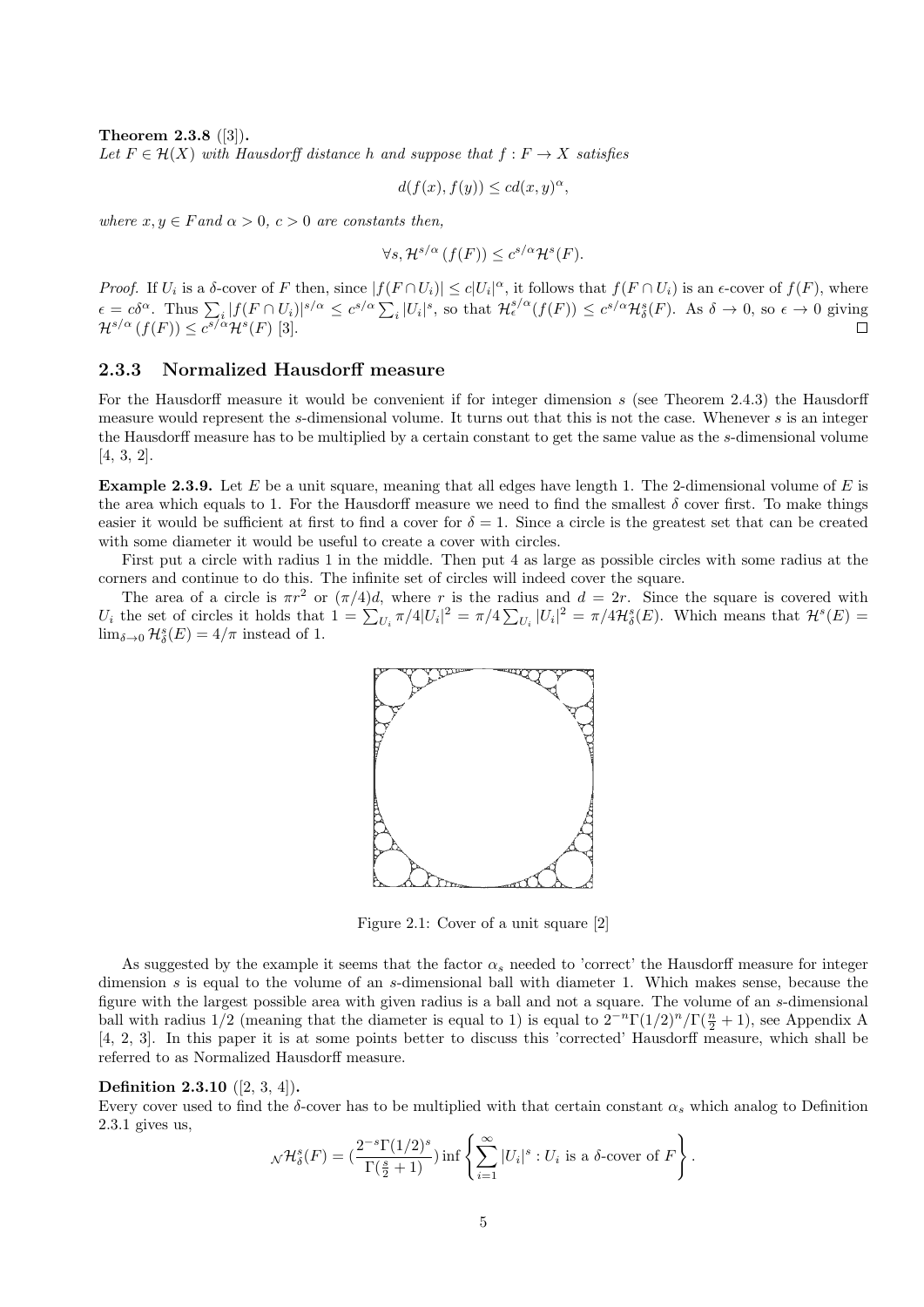**Theorem 2.3.8** ([3])**.**
*Let $F \in \mathcal{H}(X)$ with Hausdorff distance h and suppose that $f : F \to X$ satisfies*

$$d(f(x), f(y)) \leq cd(x, y)^{\alpha},$$

*where $x, y \in F$and $\alpha > 0$, $c > 0$ are constants then,*

$$\forall s, \mathcal{H}^{s/\alpha}(f(F)) \leq c^{s/\alpha}\mathcal{H}^{s}(F).$$

*Proof.* If $U_i$ is a $\delta$-cover of $F$ then, since $|f(F \cap U_i)| \leq c|U_i|^{\alpha}$, it follows that $f(F \cap U_i)$ is an $\epsilon$-cover of $f(F)$, where $\epsilon = c\delta^{\alpha}$. Thus $\sum_i |f(F \cap U_i)|^{s/\alpha} \leq c^{s/\alpha} \sum_i |U_i|^s$, so that $\mathcal{H}^{s/\alpha}_{\epsilon}(f(F)) \leq c^{s/\alpha}\mathcal{H}^s_{\delta}(F)$. As $\delta \to 0$, so $\epsilon \to 0$ giving $\mathcal{H}^{s/\alpha}(f(F)) \leq c^{s/\alpha}\mathcal{H}^s(F)$ [3]. □

### 2.3.3 Normalized Hausdorff measure

For the Hausdorff measure it would be convenient if for integer dimension $s$ (see Theorem 2.4.3) the Hausdorff measure would represent the $s$-dimensional volume. It turns out that this is not the case. Whenever $s$ is an integer the Hausdorff measure has to be multiplied by a certain constant to get the same value as the $s$-dimensional volume [4, 3, 2].

**Example 2.3.9.** Let $E$ be a unit square, meaning that all edges have length 1. The 2-dimensional volume of $E$ is the area which equals to 1. For the Hausdorff measure we need to find the smallest $\delta$ cover first. To make things easier it would be sufficient at first to find a cover for $\delta = 1$. Since a circle is the greatest set that can be created with some diameter it would be useful to create a cover with circles.

First put a circle with radius 1 in the middle. Then put 4 as large as possible circles with some radius at the corners and continue to do this. The infinite set of circles will indeed cover the square.

The area of a circle is $\pi r^2$ or $(\pi/4)d$, where $r$ is the radius and $d = 2r$. Since the square is covered with $U_i$ the set of circles it holds that $1 = \sum_{U_i} \pi/4|U_i|^2 = \pi/4 \sum_{U_i} |U_i|^2 = \pi/4\mathcal{H}^s_{\delta}(E)$. Which means that $\mathcal{H}^s(E) = \lim_{\delta\to 0} \mathcal{H}^s_{\delta}(E) = 4/\pi$ instead of 1.

Figure 2.1: Cover of a unit square [2]

As suggested by the example it seems that the factor $\alpha_s$ needed to 'correct' the Hausdorff measure for integer dimension $s$ is equal to the volume of an $s$-dimensional ball with diameter 1. Which makes sense, because the figure with the largest possible area with given radius is a ball and not a square. The volume of an $s$-dimensional ball with radius 1/2 (meaning that the diameter is equal to 1) is equal to $2^{-n}\Gamma(1/2)^n/\Gamma(\frac{n}{2}+1)$, see Appendix A [4, 2, 3]. In this paper it is at some points better to discuss this 'corrected' Hausdorff measure, which shall be referred to as Normalized Hausdorff measure.

**Definition 2.3.10** ([2, 3, 4])**.**
Every cover used to find the $\delta$-cover has to be multiplied with that certain constant $\alpha_s$ which analog to Definition 2.3.1 gives us,

$$_{\mathcal{N}}\mathcal{H}^s_{\delta}(F) = (\frac{2^{-s}\Gamma(1/2)^s}{\Gamma(\frac{s}{2}+1)}) \inf\left\{\sum_{i=1}^{\infty} |U_i|^s : U_i \text{ is a } \delta\text{-cover of } F\right\}.$$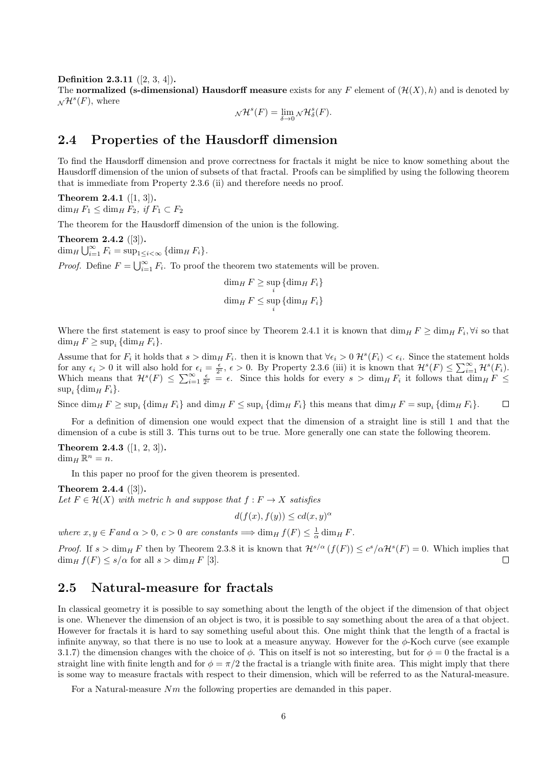**Definition 2.3.11** ([2, 3, 4])**.**
The **normalized (s-dimensional) Hausdorff measure** exists for any $F$ element of $(\mathcal{H}(X), h)$ and is denoted by ${}_{\mathcal{N}}\mathcal{H}^s(F)$, where

$$ {}_{\mathcal{N}}\mathcal{H}^s(F) = \lim_{\delta \to 0} {}_{\mathcal{N}}\mathcal{H}^s_\delta(F). $$

## 2.4 Properties of the Hausdorff dimension

To find the Hausdorff dimension and prove correctness for fractals it might be nice to know something about the Hausdorff dimension of the union of subsets of that fractal. Proofs can be simplified by using the following theorem that is immediate from Property 2.3.6 (ii) and therefore needs no proof.

**Theorem 2.4.1** ([1, 3])**.**
$\dim_H F_1 \leq \dim_H F_2$, *if* $F_1 \subset F_2$

The theorem for the Hausdorff dimension of the union is the following.

**Theorem 2.4.2** ([3])**.**
$\dim_H \bigcup_{i=1}^{\infty} F_i = \sup_{1 \leq i < \infty} \{\dim_H F_i\}$.

*Proof.* Define $F = \bigcup_{i=1}^{\infty} F_i$. To proof the theorem two statements will be proven.

$$ \dim_H F \geq \sup_i \{\dim_H F_i\} $$
$$ \dim_H F \leq \sup_i \{\dim_H F_i\} $$

Where the first statement is easy to proof since by Theorem 2.4.1 it is known that $\dim_H F \geq \dim_H F_i, \forall i$ so that $\dim_H F \geq \sup_i \{\dim_H F_i\}$.

Assume that for $F_i$ it holds that $s > \dim_H F_i$. then it is known that $\forall \epsilon_i > 0$ $\mathcal{H}^s(F_i) < \epsilon_i$. Since the statement holds for any $\epsilon_i > 0$ it will also hold for $\epsilon_i = \frac{\epsilon}{2^i}$, $\epsilon > 0$. By Property 2.3.6 (iii) it is known that $\mathcal{H}^s(F) \leq \sum_{i=1}^{\infty} \mathcal{H}^s(F_i)$. Which means that $\mathcal{H}^s(F) \leq \sum_{i=1}^{\infty} \frac{\epsilon}{2^i} = \epsilon$. Since this holds for every $s > \dim_H F_i$ it follows that $\dim_H F \leq \sup_i \{\dim_H F_i\}$.

Since $\dim_H F \geq \sup_i \{\dim_H F_i\}$ and $\dim_H F \leq \sup_i \{\dim_H F_i\}$ this means that $\dim_H F = \sup_i \{\dim_H F_i\}$. ∎

For a definition of dimension one would expect that the dimension of a straight line is still 1 and that the dimension of a cube is still 3. This turns out to be true. More generally one can state the following theorem.

**Theorem 2.4.3** ([1, 2, 3])**.**
$\dim_H \mathbb{R}^n = n$.

In this paper no proof for the given theorem is presented.

**Theorem 2.4.4** ([3])**.**
*Let* $F \in \mathcal{H}(X)$ *with metric* $h$ *and suppose that* $f : F \to X$ *satisfies*

$$ d(f(x), f(y)) \leq c d(x, y)^\alpha $$

*where* $x, y \in F$ *and* $\alpha > 0$, $c > 0$ *are constants* $\Longrightarrow \dim_H f(F) \leq \frac{1}{\alpha} \dim_H F$.

*Proof.* If $s > \dim_H F$ then by Theorem 2.3.8 it is known that $\mathcal{H}^{s/\alpha}(f(F)) \leq c^s/\alpha \mathcal{H}^s(F) = 0$. Which implies that $\dim_H f(F) \leq s/\alpha$ for all $s > \dim_H F$ [3]. ∎

## 2.5 Natural-measure for fractals

In classical geometry it is possible to say something about the length of the object if the dimension of that object is one. Whenever the dimension of an object is two, it is possible to say something about the area of a that object. However for fractals it is hard to say something useful about this. One might think that the length of a fractal is infinite anyway, so that there is no use to look at a measure anyway. However for the $\phi$-Koch curve (see example 3.1.7) the dimension changes with the choice of $\phi$. This on itself is not so interesting, but for $\phi = 0$ the fractal is a straight line with finite length and for $\phi = \pi/2$ the fractal is a triangle with finite area. This might imply that there is some way to measure fractals with respect to their dimension, which will be referred to as the Natural-measure.

For a Natural-measure $Nm$ the following properties are demanded in this paper.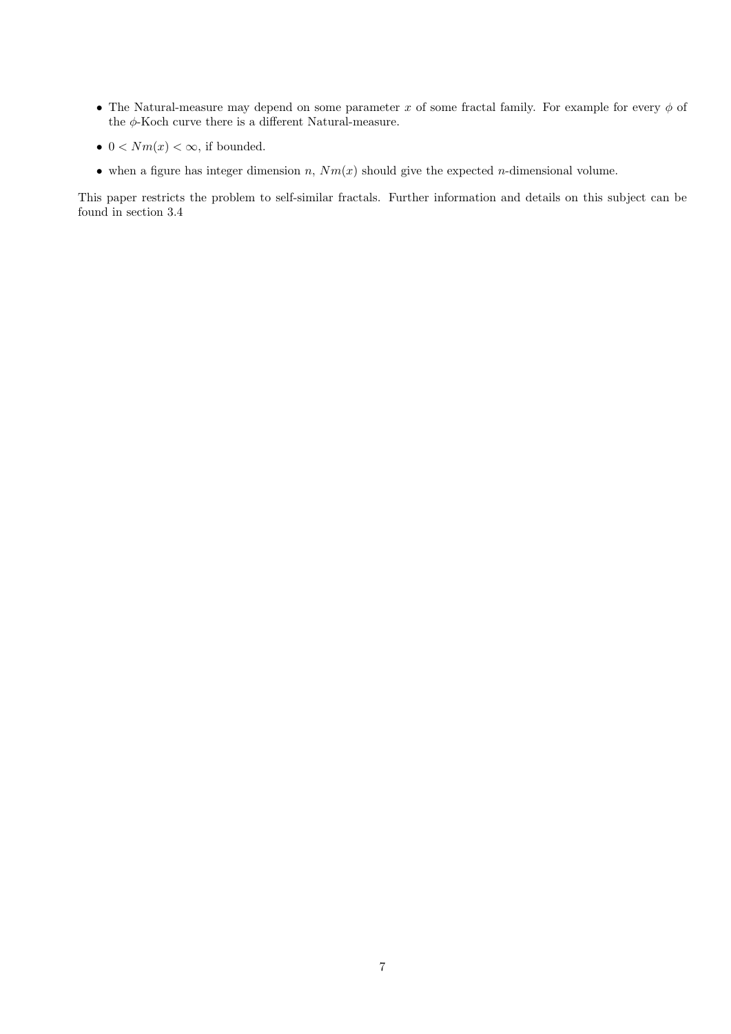- The Natural-measure may depend on some parameter $x$ of some fractal family. For example for every $\phi$ of the $\phi$-Koch curve there is a different Natural-measure.
- $0 < Nm(x) < \infty$, if bounded.
- when a figure has integer dimension $n$, $Nm(x)$ should give the expected $n$-dimensional volume.

This paper restricts the problem to self-similar fractals. Further information and details on this subject can be found in section 3.4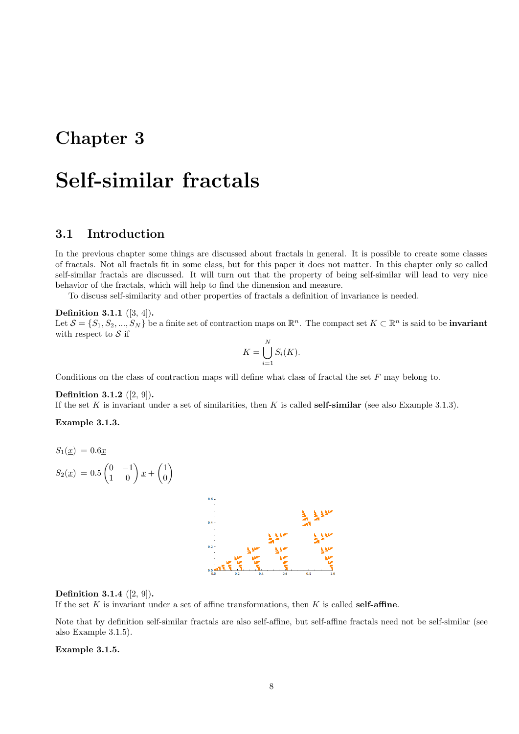# Chapter 3

# Self-similar fractals

## 3.1 Introduction

In the previous chapter some things are discussed about fractals in general. It is possible to create some classes of fractals. Not all fractals fit in some class, but for this paper it does not matter. In this chapter only so called self-similar fractals are discussed. It will turn out that the property of being self-similar will lead to very nice behavior of the fractals, which will help to find the dimension and measure.

To discuss self-similarity and other properties of fractals a definition of invariance is needed.

**Definition 3.1.1** ([3, 4]).
Let $\mathcal{S} = \{S_1, S_2, ..., S_N\}$ be a finite set of contraction maps on $\mathbb{R}^n$. The compact set $K \subset \mathbb{R}^n$ is said to be **invariant** with respect to $\mathcal{S}$ if

$$K = \bigcup_{i=1}^{N} S_i(K).$$

Conditions on the class of contraction maps will define what class of fractal the set $F$ may belong to.

**Definition 3.1.2** ([2, 9]).
If the set $K$ is invariant under a set of similarities, then $K$ is called **self-similar** (see also Example 3.1.3).

**Example 3.1.3.**

$$S_1(\underline{x}) = 0.6\underline{x}$$

$$S_2(\underline{x}) = 0.5\begin{pmatrix} 0 & -1 \\ 1 & 0 \end{pmatrix}\underline{x} + \begin{pmatrix} 1 \\ 0 \end{pmatrix}$$

**Definition 3.1.4** ([2, 9]).
If the set $K$ is invariant under a set of affine transformations, then $K$ is called **self-affine**.

Note that by definition self-similar fractals are also self-affine, but self-affine fractals need not be self-similar (see also Example 3.1.5).

**Example 3.1.5.**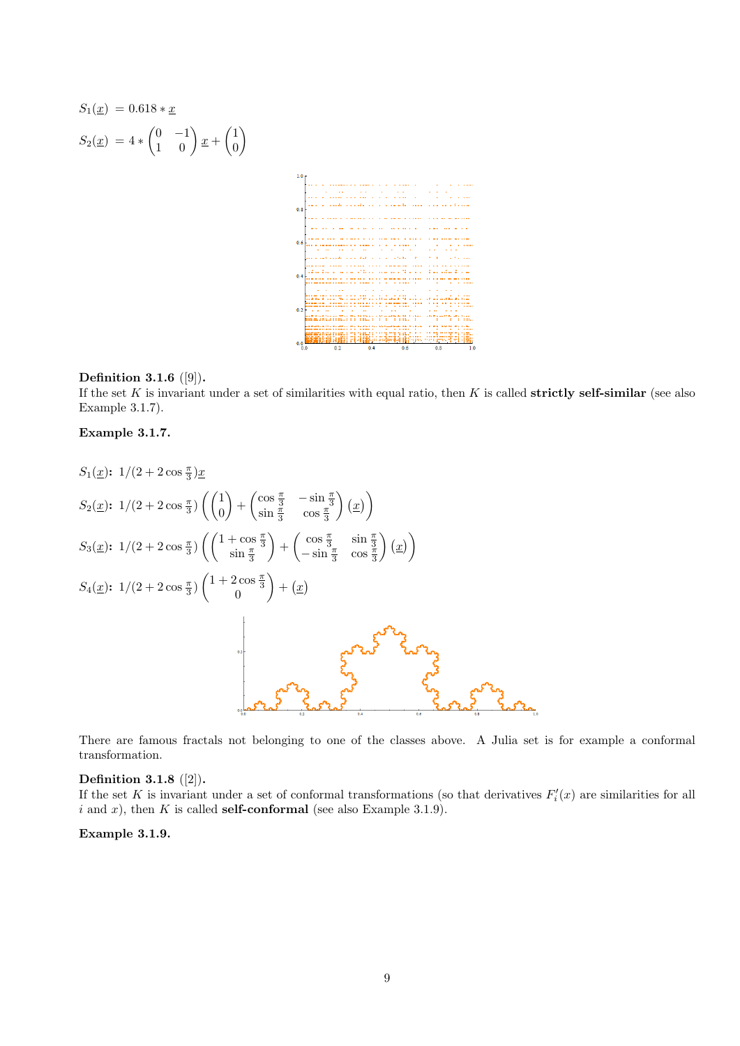$S_1(\underline{x}) \ = 0.618 * \underline{x}$

$S_2(\underline{x}) \ = 4 * \begin{pmatrix} 0 & -1 \\ 1 & 0 \end{pmatrix} \underline{x} + \begin{pmatrix} 1 \\ 0 \end{pmatrix}$

**Definition 3.1.6** ([9]).
If the set $K$ is invariant under a set of similarities with equal ratio, then $K$ is called **strictly self-similar** (see also Example 3.1.7).

**Example 3.1.7.**

$S_1(\underline{x})$**:** $1/(2 + 2\cos\frac{\pi}{3})\underline{x}$

$S_2(\underline{x})$**:** $1/(2 + 2\cos\frac{\pi}{3})\left(\begin{pmatrix} 1 \\ 0 \end{pmatrix} + \begin{pmatrix} \cos\frac{\pi}{3} & -\sin\frac{\pi}{3} \\ \sin\frac{\pi}{3} & \cos\frac{\pi}{3} \end{pmatrix}(\underline{x})\right)$

$S_3(\underline{x})$**:** $1/(2 + 2\cos\frac{\pi}{3})\left(\begin{pmatrix} 1 + \cos\frac{\pi}{3} \\ \sin\frac{\pi}{3} \end{pmatrix} + \begin{pmatrix} \cos\frac{\pi}{3} & \sin\frac{\pi}{3} \\ -\sin\frac{\pi}{3} & \cos\frac{\pi}{3} \end{pmatrix}(\underline{x})\right)$

$S_4(\underline{x})$**:** $1/(2 + 2\cos\frac{\pi}{3})\begin{pmatrix} 1 + 2\cos\frac{\pi}{3} \\ 0 \end{pmatrix} + (\underline{x})$

There are famous fractals not belonging to one of the classes above. A Julia set is for example a conformal transformation.

**Definition 3.1.8** ([2]).
If the set $K$ is invariant under a set of conformal transformations (so that derivatives $F_i'(x)$ are similarities for all $i$ and $x$), then $K$ is called **self-conformal** (see also Example 3.1.9).

**Example 3.1.9.**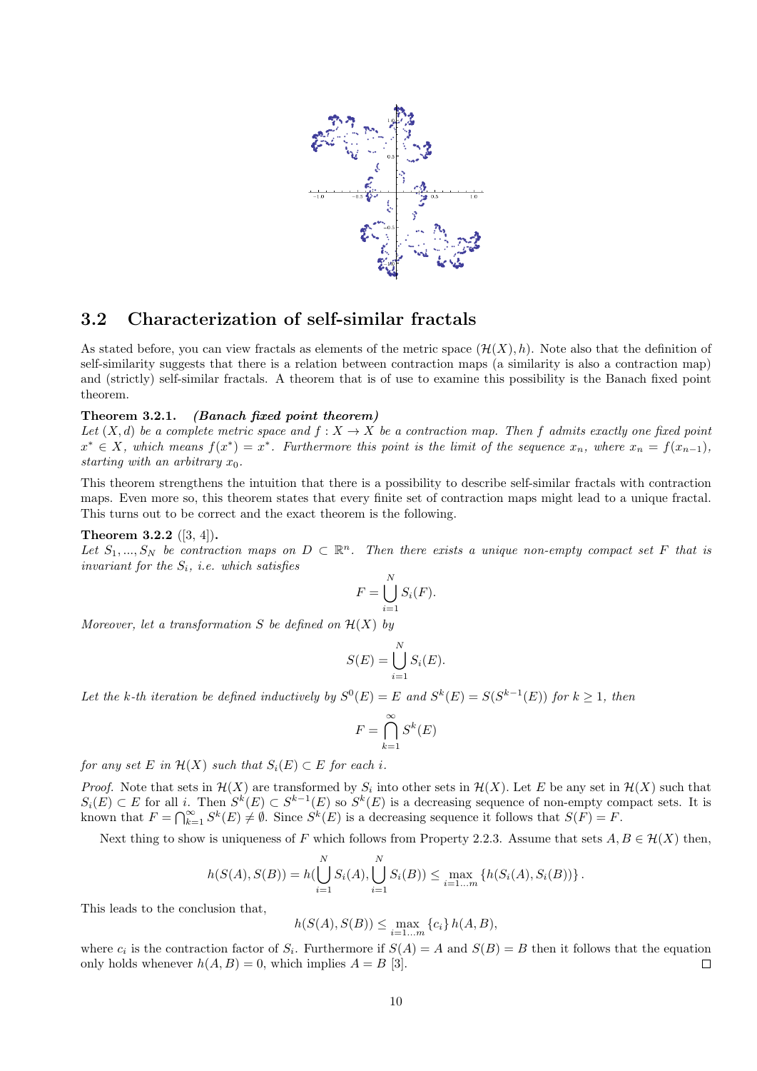## 3.2 Characterization of self-similar fractals

As stated before, you can view fractals as elements of the metric space $(\mathcal{H}(X), h)$. Note also that the definition of self-similarity suggests that there is a relation between contraction maps (a similarity is also a contraction map) and (strictly) self-similar fractals. A theorem that is of use to examine this possibility is the Banach fixed point theorem.

**Theorem 3.2.1.** ***(Banach fixed point theorem)***
*Let $(X, d)$ be a complete metric space and $f : X \to X$ be a contraction map. Then $f$ admits exactly one fixed point $x^* \in X$, which means $f(x^*) = x^*$. Furthermore this point is the limit of the sequence $x_n$, where $x_n = f(x_{n-1})$, starting with an arbitrary $x_0$.*

This theorem strengthens the intuition that there is a possibility to describe self-similar fractals with contraction maps. Even more so, this theorem states that every finite set of contraction maps might lead to a unique fractal. This turns out to be correct and the exact theorem is the following.

**Theorem 3.2.2** ([3, 4])**.**
*Let $S_1, ..., S_N$ be contraction maps on $D \subset \mathbb{R}^n$. Then there exists a unique non-empty compact set $F$ that is invariant for the $S_i$, i.e. which satisfies*

$$F = \bigcup_{i=1}^{N} S_i(F).$$

*Moreover, let a transformation $S$ be defined on $\mathcal{H}(X)$ by*

$$S(E) = \bigcup_{i=1}^{N} S_i(E).$$

*Let the k-th iteration be defined inductively by $S^0(E) = E$ and $S^k(E) = S(S^{k-1}(E))$ for $k \geq 1$, then*

$$F = \bigcap_{k=1}^{\infty} S^k(E)$$

*for any set $E$ in $\mathcal{H}(X)$ such that $S_i(E) \subset E$ for each $i$.*

*Proof.* Note that sets in $\mathcal{H}(X)$ are transformed by $S_i$ into other sets in $\mathcal{H}(X)$. Let $E$ be any set in $\mathcal{H}(X)$ such that $S_i(E) \subset E$ for all $i$. Then $S^k(E) \subset S^{k-1}(E)$ so $S^k(E)$ is a decreasing sequence of non-empty compact sets. It is known that $F = \bigcap_{k=1}^{\infty} S^k(E) \neq \emptyset$. Since $S^k(E)$ is a decreasing sequence it follows that $S(F) = F$.

Next thing to show is uniqueness of $F$ which follows from Property 2.2.3. Assume that sets $A, B \in \mathcal{H}(X)$ then,

$$h(S(A), S(B)) = h(\bigcup_{i=1}^{N} S_i(A), \bigcup_{i=1}^{N} S_i(B)) \leq \max_{i=1...m} \{h(S_i(A), S_i(B))\}.$$

This leads to the conclusion that,

$$h(S(A), S(B)) \leq \max_{i=1...m} \{c_i\} \, h(A, B),$$

where $c_i$ is the contraction factor of $S_i$. Furthermore if $S(A) = A$ and $S(B) = B$ then it follows that the equation only holds whenever $h(A, B) = 0$, which implies $A = B$ [3]. □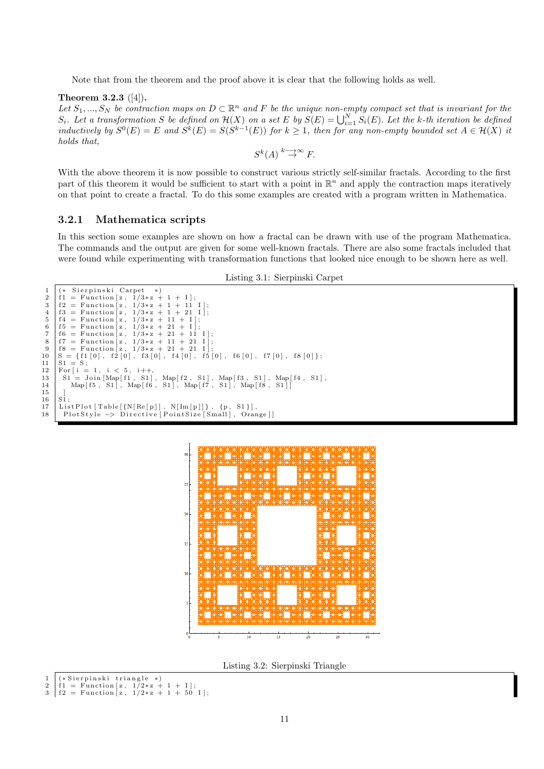Note that from the theorem and the proof above it is clear that the following holds as well.

**Theorem 3.2.3** ([4]).
*Let $S_1, ..., S_N$ be contraction maps on $D \subset \mathbb{R}^n$ and $F$ be the unique non-empty compact set that is invariant for the $S_i$. Let a transformation $S$ be defined on $\mathcal{H}(X)$ on a set $E$ by $S(E) = \bigcup_{i=1}^{N} S_i(E)$. Let the $k$-th iteration be defined inductively by $S^0(E) = E$ and $S^k(E) = S(S^{k-1}(E))$ for $k \geq 1$, then for any non-empty bounded set $A \in \mathcal{H}(X)$ it holds that,*

$$S^k(A) \overset{k \to \infty}{\to} F.$$

With the above theorem it is now possible to construct various strictly self-similar fractals. According to the first part of this theorem it would be sufficient to start with a point in $\mathbb{R}^n$ and apply the contraction maps iteratively on that point to create a fractal. To do this some examples are created with a program written in Mathematica.

### 3.2.1 Mathematica scripts

In this section some examples are shown on how a fractal can be drawn with use of the program Mathematica. The commands and the output are given for some well-known fractals. There are also some fractals included that were found while experimenting with transformation functions that looked nice enough to be shown here as well.

Listing 3.1: Sierpinski Carpet

```
(* Sierpinski Carpet *)
f1 = Function[z, 1/3*z + 1 + I];
f2 = Function[z, 1/3*z + 1 + 11 I];
f3 = Function[z, 1/3*z + 1 + 21 I];
f4 = Function[z, 1/3*z + 11 + I];
f5 = Function[z, 1/3*z + 21 + I];
f6 = Function[z, 1/3*z + 21 + 11 I];
f7 = Function[z, 1/3*z + 11 + 21 I];
f8 = Function[z, 1/3*z + 21 + 21 I];
S = {f1[0], f2[0], f3[0], f4[0], f5[0], f6[0], f7[0], f8[0]};
S1 = S;
For[i = 1, i < 5, i++,
 S1 = Join[Map[f1, S1], Map[f2, S1], Map[f3, S1], Map[f4, S1],
   Map[f5, S1], Map[f6, S1], Map[f7, S1], Map[f8, S1]]
 ]
S1;
ListPlot[Table[{N[Re[p]], N[Im[p]]}, {p, S1}],
 PlotStyle -> Directive[PointSize[Small], Orange]]
```

Listing 3.2: Sierpinski Triangle

```
(*Sierpinski triangle *)
f1 = Function[z, 1/2*z + 1 + I];
f2 = Function[z, 1/2*z + 1 + 50 I];
```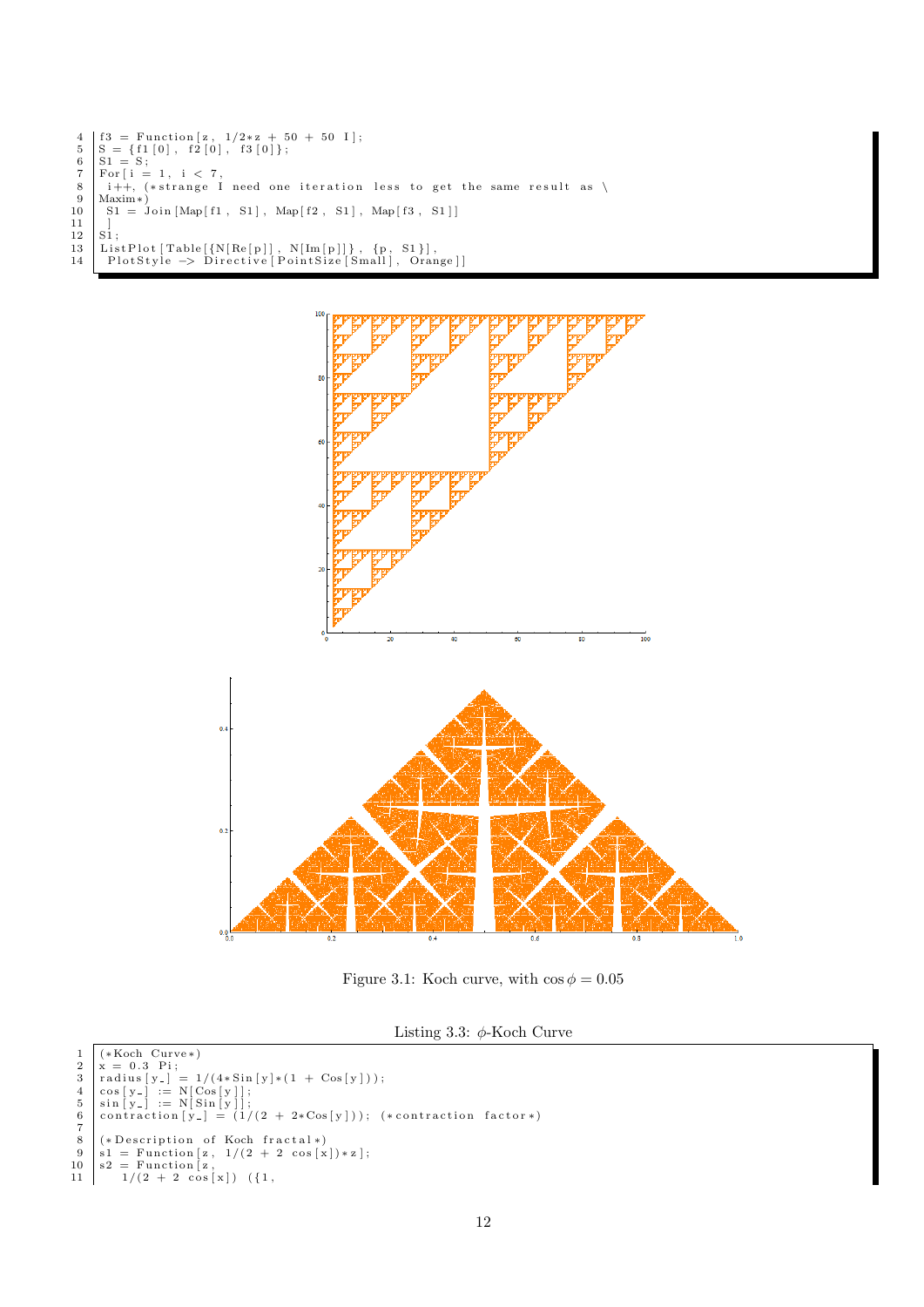```
4  f3 = Function[z, 1/2*z + 50 + 50 I];
5  S = {f1[0], f2[0], f3[0]};
6  S1 = S;
7  For[i = 1, i < 7,
8   i++, (*strange I need one iteration less to get the same result as \
9  Maxim*)
10   S1 = Join[Map[f1, S1], Map[f2, S1], Map[f3, S1]]
11   ]
12 S1;
13 ListPlot[Table[{N[Re[p]], N[Im[p]]}, {p, S1}],
14  PlotStyle -> Directive[PointSize[Small], Orange]]
```

Figure 3.1: Koch curve, with $\cos \phi = 0.05$

Listing 3.3: $\phi$-Koch Curve

```
1  (*Koch Curve*)
2  x = 0.3 Pi;
3  radius[y_] = 1/(4*Sin[y]*(1 + Cos[y]));
4  cos[y_] := N[Cos[y]];
5  sin[y_] := N[Sin[y]];
6  contraction[y_] = (1/(2 + 2*Cos[y])); (*contraction factor*)
7
8  (*Description of Koch fractal*)
9  s1 = Function[z, 1/(2 + 2 cos[x])*z];
10 s2 = Function[z,
11    1/(2 + 2 cos[x]) ({1,
```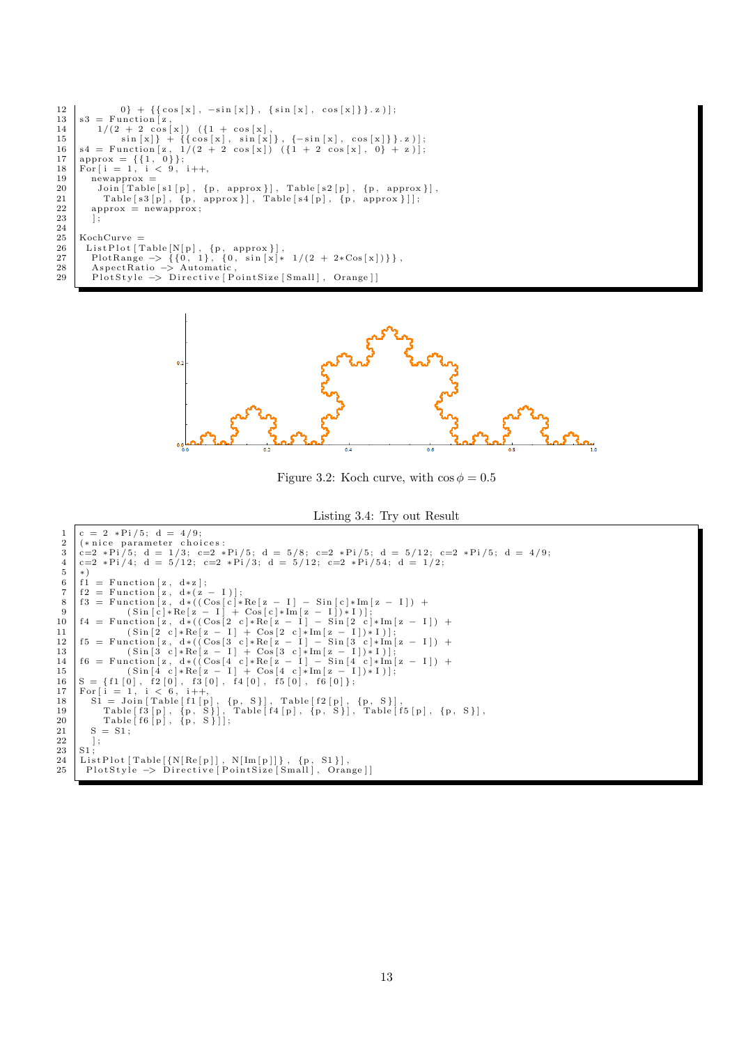```
12          0} + {{cos[x], -sin[x]}, {sin[x], cos[x]}}.z)];
13 s3 = Function[z,
14     1/(2 + 2 cos[x]) ({1 + cos[x],
15          sin[x]} + {{cos[x], sin[x]}, {-sin[x], cos[x]}}.z)];
16 s4 = Function[z, 1/(2 + 2 cos[x]) ({1 + 2 cos[x], 0} + z)];
17 approx = {{1, 0}};
18 For[i = 1, i < 9, i++,
19   newapprox =
20    Join[Table[s1[p], {p, approx}], Table[s2[p], {p, approx}],
21      Table[s3[p], {p, approx}], Table[s4[p], {p, approx}]];
22   approx = newapprox;
23   ];
24
25 KochCurve =
26  ListPlot[Table[N[p], {p, approx}],
27   PlotRange -> {{0, 1}, {0, sin[x]* 1/(2 + 2*Cos[x])}},
28   AspectRatio -> Automatic,
29   PlotStyle -> Directive[PointSize[Small], Orange]]
```

Figure 3.2: Koch curve, with $\cos\phi = 0.5$

Listing 3.4: Try out Result

```
1  c = 2 *Pi/5; d = 4/9;
2  (*nice parameter choices:
3  c=2 *Pi/5; d = 1/3; c=2 *Pi/5; d = 5/8; c=2 *Pi/5; d = 5/12; c=2 *Pi/5; d = 4/9;
4  c=2 *Pi/4; d = 5/12; c=2 *Pi/3; d = 5/12; c=2 *Pi/54; d = 1/2;
5  *)
6  f1 = Function[z, d*z];
7  f2 = Function[z, d*(z - I)];
8  f3 = Function[z, d*((Cos[c]*Re[z - I] - Sin[c]*Im[z - I]) +
9           (Sin[c]*Re[z - I] + Cos[c]*Im[z - I])*I)];
10 f4 = Function[z, d*((Cos[2 c]*Re[z - I] - Sin[2 c]*Im[z - I]) +
11          (Sin[2 c]*Re[z - I] + Cos[2 c]*Im[z - I])*I)];
12 f5 = Function[z, d*((Cos[3 c]*Re[z - I] - Sin[3 c]*Im[z - I]) +
13          (Sin[3 c]*Re[z - I] + Cos[3 c]*Im[z - I])*I)];
14 f6 = Function[z, d*((Cos[4 c]*Re[z - I] - Sin[4 c]*Im[z - I]) +
15          (Sin[4 c]*Re[z - I] + Cos[4 c]*Im[z - I])*I)];
16 S = {f1[0], f2[0], f3[0], f4[0], f5[0], f6[0]};
17 For[i = 1, i < 6, i++,
18   S1 = Join[Table[f1[p], {p, S}], Table[f2[p], {p, S}],
19     Table[f3[p], {p, S}], Table[f4[p], {p, S}], Table[f5[p], {p, S}],
20     Table[f6[p], {p, S}]];
21   S = S1;
22   ];
23 S1;
24 ListPlot[Table[{N[Re[p]], N[Im[p]]}, {p, S1}],
25  PlotStyle -> Directive[PointSize[Small], Orange]]
```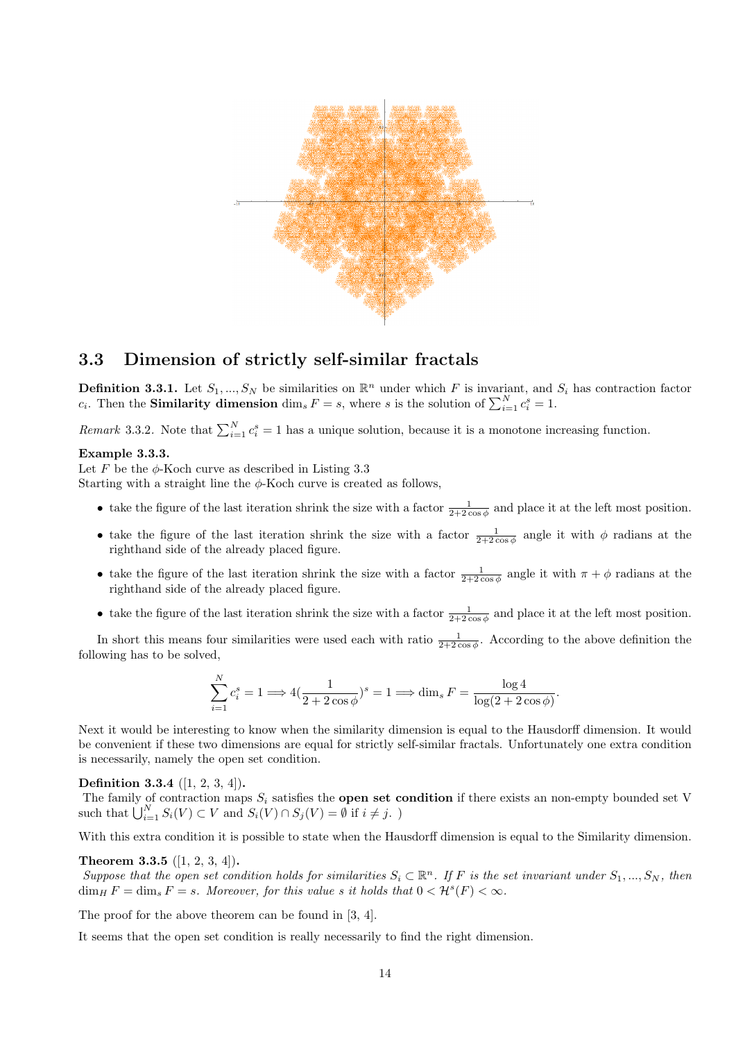## 3.3 Dimension of strictly self-similar fractals

**Definition 3.3.1.** Let $S_1, ..., S_N$ be similarities on $\mathbb{R}^n$ under which $F$ is invariant, and $S_i$ has contraction factor $c_i$. Then the **Similarity dimension** $\dim_s F = s$, where $s$ is the solution of $\sum_{i=1}^{N} c_i^s = 1$.

*Remark* 3.3.2. Note that $\sum_{i=1}^{N} c_i^s = 1$ has a unique solution, because it is a monotone increasing function.

**Example 3.3.3.**
Let $F$ be the $\phi$-Koch curve as described in Listing 3.3
Starting with a straight line the $\phi$-Koch curve is created as follows,

- take the figure of the last iteration shrink the size with a factor $\frac{1}{2+2\cos\phi}$ and place it at the left most position.
- take the figure of the last iteration shrink the size with a factor $\frac{1}{2+2\cos\phi}$ angle it with $\phi$ radians at the righthand side of the already placed figure.
- take the figure of the last iteration shrink the size with a factor $\frac{1}{2+2\cos\phi}$ angle it with $\pi + \phi$ radians at the righthand side of the already placed figure.
- take the figure of the last iteration shrink the size with a factor $\frac{1}{2+2\cos\phi}$ and place it at the left most position.

In short this means four similarities were used each with ratio $\frac{1}{2+2\cos\phi}$. According to the above definition the following has to be solved,

$$\sum_{i=1}^{N} c_i^s = 1 \Longrightarrow 4\left(\frac{1}{2+2\cos\phi}\right)^s = 1 \Longrightarrow \dim_s F = \frac{\log 4}{\log(2+2\cos\phi)}.$$

Next it would be interesting to know when the similarity dimension is equal to the Hausdorff dimension. It would be convenient if these two dimensions are equal for strictly self-similar fractals. Unfortunately one extra condition is necessarily, namely the open set condition.

**Definition 3.3.4** ([1, 2, 3, 4])**.**
The family of contraction maps $S_i$ satisfies the **open set condition** if there exists an non-empty bounded set V such that $\bigcup_{i=1}^{N} S_i(V) \subset V$ and $S_i(V) \cap S_j(V) = \emptyset$ if $i \neq j$. )

With this extra condition it is possible to state when the Hausdorff dimension is equal to the Similarity dimension.

**Theorem 3.3.5** ([1, 2, 3, 4])**.**
*Suppose that the open set condition holds for similarities $S_i \subset \mathbb{R}^n$. If $F$ is the set invariant under $S_1, ..., S_N$, then $\dim_H F = \dim_s F = s$. Moreover, for this value $s$ it holds that $0 < \mathcal{H}^s(F) < \infty$.*

The proof for the above theorem can be found in [3, 4].

It seems that the open set condition is really necessarily to find the right dimension.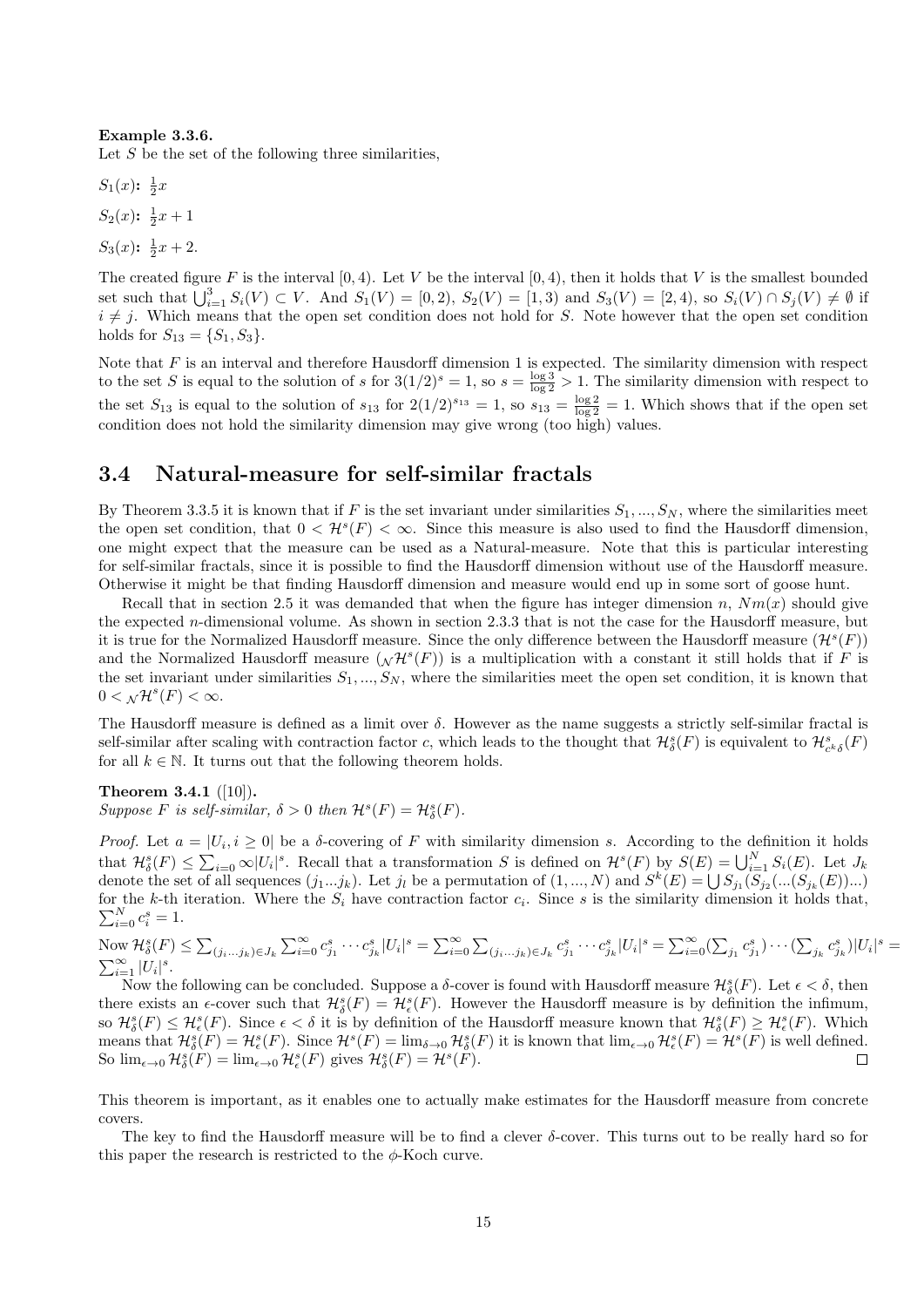**Example 3.3.6.**
Let $S$ be the set of the following three similarities,

$S_1(x)$: $\frac{1}{2}x$

$S_2(x)$: $\frac{1}{2}x + 1$

$S_3(x)$: $\frac{1}{2}x + 2$.

The created figure $F$ is the interval $[0, 4)$. Let $V$ be the interval $[0, 4)$, then it holds that $V$ is the smallest bounded set such that $\bigcup_{i=1}^{3} S_i(V) \subset V$. And $S_1(V) = [0, 2)$, $S_2(V) = [1, 3)$ and $S_3(V) = [2, 4)$, so $S_i(V) \cap S_j(V) \neq \emptyset$ if $i \neq j$. Which means that the open set condition does not hold for $S$. Note however that the open set condition holds for $S_{13} = \{S_1, S_3\}$.

Note that $F$ is an interval and therefore Hausdorff dimension 1 is expected. The similarity dimension with respect to the set $S$ is equal to the solution of $s$ for $3(1/2)^s = 1$, so $s = \frac{\log 3}{\log 2} > 1$. The similarity dimension with respect to the set $S_{13}$ is equal to the solution of $s_{13}$ for $2(1/2)^{s_{13}} = 1$, so $s_{13} = \frac{\log 2}{\log 2} = 1$. Which shows that if the open set condition does not hold the similarity dimension may give wrong (too high) values.

## 3.4 Natural-measure for self-similar fractals

By Theorem 3.3.5 it is known that if $F$ is the set invariant under similarities $S_1, ..., S_N$, where the similarities meet the open set condition, that $0 < \mathcal{H}^s(F) < \infty$. Since this measure is also used to find the Hausdorff dimension, one might expect that the measure can be used as a Natural-measure. Note that this is particular interesting for self-similar fractals, since it is possible to find the Hausdorff dimension without use of the Hausdorff measure. Otherwise it might be that finding Hausdorff dimension and measure would end up in some sort of goose hunt.

Recall that in section 2.5 it was demanded that when the figure has integer dimension $n$, $Nm(x)$ should give the expected $n$-dimensional volume. As shown in section 2.3.3 that is not the case for the Hausdorff measure, but it is true for the Normalized Hausdorff measure. Since the only difference between the Hausdorff measure ($\mathcal{H}^s(F)$) and the Normalized Hausdorff measure (${}_{\mathcal{N}}\mathcal{H}^s(F)$) is a multiplication with a constant it still holds that if $F$ is the set invariant under similarities $S_1, ..., S_N$, where the similarities meet the open set condition, it is known that $0 < {}_{\mathcal{N}}\mathcal{H}^s(F) < \infty$.

The Hausdorff measure is defined as a limit over $\delta$. However as the name suggests a strictly self-similar fractal is self-similar after scaling with contraction factor $c$, which leads to the thought that $\mathcal{H}^s_\delta(F)$ is equivalent to $\mathcal{H}^s_{c^k\delta}(F)$ for all $k \in \mathbb{N}$. It turns out that the following theorem holds.

**Theorem 3.4.1** ([10])**.**
*Suppose $F$ is self-similar, $\delta > 0$ then $\mathcal{H}^s(F) = \mathcal{H}^s_\delta(F)$.*

*Proof.* Let $a = |U_i, i \geq 0|$ be a $\delta$-covering of $F$ with similarity dimension $s$. According to the definition it holds that $\mathcal{H}^s_\delta(F) \leq \sum_{i=0} \infty |U_i|^s$. Recall that a transformation $S$ is defined on $\mathcal{H}^s(F)$ by $S(E) = \bigcup_{i=1}^{N} S_i(E)$. Let $J_k$ denote the set of all sequences $(j_1...j_k)$. Let $j_l$ be a permutation of $(1, ..., N)$ and $S^k(E) = \bigcup S_{j_1}(S_{j_2}(...(S_{j_k}(E))...)$ for the $k$-th iteration. Where the $S_i$ have contraction factor $c_i$. Since $s$ is the similarity dimension it holds that, $\sum_{i=0}^{N} c_i^s = 1$.

Now $\mathcal{H}^s_\delta(F) \leq \sum_{(j_i...j_k)\in J_k} \sum_{i=0}^{\infty} c_{j_1}^s \cdots c_{j_k}^s |U_i|^s = \sum_{i=0}^{\infty} \sum_{(j_i...j_k)\in J_k} c_{j_1}^s \cdots c_{j_k}^s |U_i|^s = \sum_{i=0}^{\infty} (\sum_{j_1} c_{j_1}^s) \cdots (\sum_{j_k} c_{j_k}^s) |U_i|^s = \sum_{i=1}^{\infty} |U_i|^s$.

Now the following can be concluded. Suppose a $\delta$-cover is found with Hausdorff measure $\mathcal{H}^s_\delta(F)$. Let $\epsilon < \delta$, then there exists an $\epsilon$-cover such that $\mathcal{H}^s_\delta(F) = \mathcal{H}^s_\epsilon(F)$. However the Hausdorff measure is by definition the infimum, so $\mathcal{H}^s_\delta(F) \leq \mathcal{H}^s_\epsilon(F)$. Since $\epsilon < \delta$ it is by definition of the Hausdorff measure known that $\mathcal{H}^s_\delta(F) \geq \mathcal{H}^s_\epsilon(F)$. Which means that $\mathcal{H}^s_\delta(F) = \mathcal{H}^s_\epsilon(F)$. Since $\mathcal{H}^s(F) = \lim_{\delta\to 0} \mathcal{H}^s_\delta(F)$ it is known that $\lim_{\epsilon\to 0} \mathcal{H}^s_\epsilon(F) = \mathcal{H}^s(F)$ is well defined. So $\lim_{\epsilon\to 0} \mathcal{H}^s_\delta(F) = \lim_{\epsilon\to 0} \mathcal{H}^s_\epsilon(F)$ gives $\mathcal{H}^s_\delta(F) = \mathcal{H}^s(F)$. □

This theorem is important, as it enables one to actually make estimates for the Hausdorff measure from concrete covers.

The key to find the Hausdorff measure will be to find a clever $\delta$-cover. This turns out to be really hard so for this paper the research is restricted to the $\phi$-Koch curve.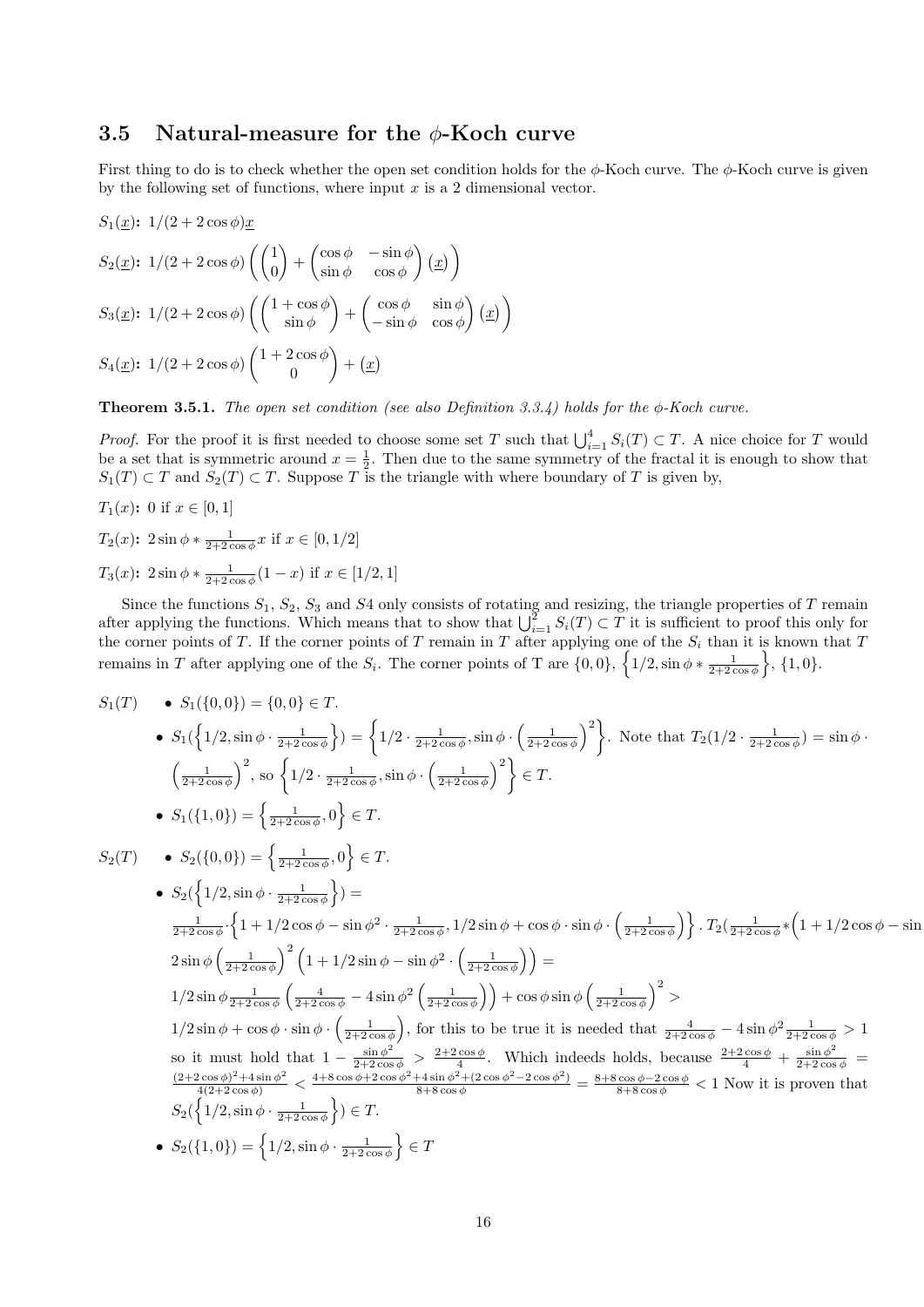## 3.5 Natural-measure for the $\phi$-Koch curve

First thing to do is to check whether the open set condition holds for the $\phi$-Koch curve. The $\phi$-Koch curve is given by the following set of functions, where input $x$ is a 2 dimensional vector.

$S_1(\underline{x})$**:** $1/(2+2\cos\phi)\underline{x}$

$S_2(\underline{x})$**:** $1/(2+2\cos\phi)\left(\begin{pmatrix}1\\0\end{pmatrix}+\begin{pmatrix}\cos\phi & -\sin\phi\\ \sin\phi & \cos\phi\end{pmatrix}(\underline{x})\right)$

$S_3(\underline{x})$**:** $1/(2+2\cos\phi)\left(\begin{pmatrix}1+\cos\phi\\ \sin\phi\end{pmatrix}+\begin{pmatrix}\cos\phi & \sin\phi\\ -\sin\phi & \cos\phi\end{pmatrix}(\underline{x})\right)$

$S_4(\underline{x})$**:** $1/(2+2\cos\phi)\begin{pmatrix}1+2\cos\phi\\ 0\end{pmatrix}+(\underline{x})$

**Theorem 3.5.1.** *The open set condition (see also Definition 3.3.4) holds for the $\phi$-Koch curve.*

*Proof.* For the proof it is first needed to choose some set $T$ such that $\bigcup_{i=1}^{4} S_i(T) \subset T$. A nice choice for $T$ would be a set that is symmetric around $x = \frac{1}{2}$. Then due to the same symmetry of the fractal it is enough to show that $S_1(T) \subset T$ and $S_2(T) \subset T$. Suppose $T$ is the triangle with where boundary of $T$ is given by,

$T_1(x)$**:** $0$ if $x \in [0, 1]$

$T_2(x)$**:** $2\sin\phi * \frac{1}{2+2\cos\phi}x$ if $x \in [0, 1/2]$

$T_3(x)$**:** $2\sin\phi * \frac{1}{2+2\cos\phi}(1-x)$ if $x \in [1/2, 1]$

Since the functions $S_1$, $S_2$, $S_3$ and $S4$ only consists of rotating and resizing, the triangle properties of $T$ remain after applying the functions. Which means that to show that $\bigcup_{i=1}^{2} S_i(T) \subset T$ it is sufficient to proof this only for the corner points of $T$. If the corner points of $T$ remain in $T$ after applying one of the $S_i$ than it is known that $T$ remains in $T$ after applying one of the $S_i$. The corner points of T are $\{0, 0\}$, $\left\{1/2, \sin\phi * \frac{1}{2+2\cos\phi}\right\}$, $\{1, 0\}$.

$S_1(T)$

- $S_1(\{0, 0\}) = \{0, 0\} \in T$.
- $S_1(\left\{1/2, \sin\phi \cdot \frac{1}{2+2\cos\phi}\right\}) = \left\{1/2 \cdot \frac{1}{2+2\cos\phi}, \sin\phi \cdot \left(\frac{1}{2+2\cos\phi}\right)^2\right\}$. Note that $T_2(1/2 \cdot \frac{1}{2+2\cos\phi}) = \sin\phi \cdot \left(\frac{1}{2+2\cos\phi}\right)^2$, so $\left\{1/2 \cdot \frac{1}{2+2\cos\phi}, \sin\phi \cdot \left(\frac{1}{2+2\cos\phi}\right)^2\right\} \in T$.
- $S_1(\{1, 0\}) = \left\{\frac{1}{2+2\cos\phi}, 0\right\} \in T$.

$S_2(T)$

- $S_2(\{0, 0\}) = \left\{\frac{1}{2+2\cos\phi}, 0\right\} \in T$.
- $S_2(\left\{1/2, \sin\phi \cdot \frac{1}{2+2\cos\phi}\right\}) =$ $\frac{1}{2+2\cos\phi} \cdot \left\{1 + 1/2\cos\phi - \sin\phi^2 \cdot \frac{1}{2+2\cos\phi}, 1/2\sin\phi + \cos\phi \cdot \sin\phi \cdot \left(\frac{1}{2+2\cos\phi}\right)\right\}$. $T_2(\frac{1}{2+2\cos\phi} * \Big(1 + 1/2\cos\phi - \sin$ $2\sin\phi\left(\frac{1}{2+2\cos\phi}\right)^2\left(1 + 1/2\sin\phi - \sin\phi^2 \cdot \left(\frac{1}{2+2\cos\phi}\right)\right) =$ $1/2\sin\phi\frac{1}{2+2\cos\phi}\left(\frac{4}{2+2\cos\phi} - 4\sin\phi^2\left(\frac{1}{2+2\cos\phi}\right)\right) + \cos\phi\sin\phi\left(\frac{1}{2+2\cos\phi}\right)^2 >$ $1/2\sin\phi + \cos\phi \cdot \sin\phi \cdot \left(\frac{1}{2+2\cos\phi}\right)$, for this to be true it is needed that $\frac{4}{2+2\cos\phi} - 4\sin\phi^2\frac{1}{2+2\cos\phi} > 1$ so it must hold that $1 - \frac{\sin\phi^2}{2+2\cos\phi} > \frac{2+2\cos\phi}{4}$. Which indeeds holds, because $\frac{2+2\cos\phi}{4} + \frac{\sin\phi^2}{2+2\cos\phi} = \frac{(2+2\cos\phi)^2+4\sin\phi^2}{4(2+2\cos\phi)} < \frac{4+8\cos\phi+2\cos\phi^2+4\sin\phi^2+(2\cos\phi^2-2\cos\phi^2)}{8+8\cos\phi} = \frac{8+8\cos\phi-2\cos\phi}{8+8\cos\phi} < 1$ Now it is proven that $S_2(\left\{1/2, \sin\phi \cdot \frac{1}{2+2\cos\phi}\right\}) \in T$.
- $S_2(\{1, 0\}) = \left\{1/2, \sin\phi \cdot \frac{1}{2+2\cos\phi}\right\} \in T$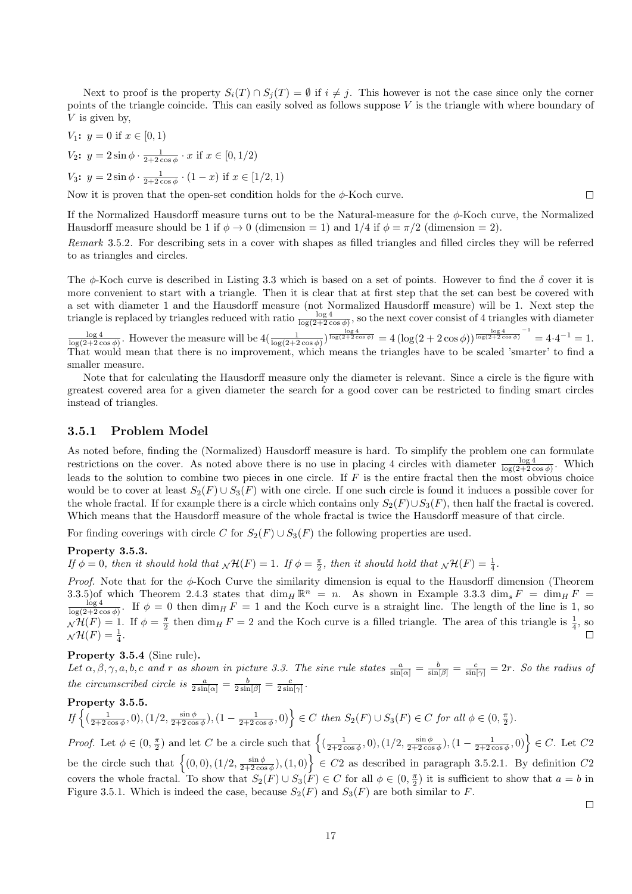Next to proof is the property $S_i(T) \cap S_j(T) = \emptyset$ if $i \neq j$. This however is not the case since only the corner points of the triangle coincide. This can easily solved as follows suppose $V$ is the triangle with where boundary of $V$ is given by,

$V_1$**:** $y = 0$ if $x \in [0, 1)$

$V_2$**:** $y = 2\sin\phi \cdot \frac{1}{2+2\cos\phi} \cdot x$ if $x \in [0, 1/2)$

$V_3$**:** $y = 2\sin\phi \cdot \frac{1}{2+2\cos\phi} \cdot (1 - x)$ if $x \in [1/2, 1)$

Now it is proven that the open-set condition holds for the $\phi$-Koch curve. □

If the Normalized Hausdorff measure turns out to be the Natural-measure for the $\phi$-Koch curve, the Normalized Hausdorff measure should be 1 if $\phi \to 0$ (dimension = 1) and 1/4 if $\phi = \pi/2$ (dimension = 2).

*Remark* 3.5.2. For describing sets in a cover with shapes as filled triangles and filled circles they will be referred to as triangles and circles.

The $\phi$-Koch curve is described in Listing 3.3 which is based on a set of points. However to find the $\delta$ cover it is more convenient to start with a triangle. Then it is clear that at first step that the set can best be covered with a set with diameter 1 and the Hausdorff measure (not Normalized Hausdorff measure) will be 1. Next step the triangle is replaced by triangles reduced with ratio $\frac{\log 4}{\log(2+2\cos\phi)}$, so the next cover consist of 4 triangles with diameter $\frac{\log 4}{\log(2+2\cos\phi)}$. However the measure will be $4(\frac{1}{\log(2+2\cos\phi)})^{\frac{\log 4}{\log(2+2\cos\phi)}} = 4\left(\log(2+2\cos\phi)\right)^{\frac{\log 4}{\log(2+2\cos\phi)}^{-1}} = 4 \cdot 4^{-1} = 1$. That would mean that there is no improvement, which means the triangles have to be scaled 'smarter' to find a smaller measure.

Note that for calculating the Hausdorff measure only the diameter is relevant. Since a circle is the figure with greatest covered area for a given diameter the search for a good cover can be restricted to finding smart circles instead of triangles.

### 3.5.1 Problem Model

As noted before, finding the (Normalized) Hausdorff measure is hard. To simplify the problem one can formulate restrictions on the cover. As noted above there is no use in placing 4 circles with diameter $\frac{\log 4}{\log(2+2\cos\phi)}$. Which leads to the solution to combine two pieces in one circle. If $F$ is the entire fractal then the most obvious choice would be to cover at least $S_2(F) \cup S_3(F)$ with one circle. If one such circle is found it induces a possible cover for the whole fractal. If for example there is a circle which contains only $S_2(F) \cup S_3(F)$, then half the fractal is covered. Which means that the Hausdorff measure of the whole fractal is twice the Hausdorff measure of that circle.

For finding coverings with circle $C$ for $S_2(F) \cup S_3(F)$ the following properties are used.

**Property 3.5.3.**
*If $\phi = 0$, then it should hold that ${}_{\mathcal{N}}\mathcal{H}(F) = 1$. If $\phi = \frac{\pi}{2}$, then it should hold that ${}_{\mathcal{N}}\mathcal{H}(F) = \frac{1}{4}$.*

*Proof.* Note that for the $\phi$-Koch Curve the similarity dimension is equal to the Hausdorff dimension (Theorem 3.3.5)of which Theorem 2.4.3 states that $\dim_H \mathbb{R}^n = n$. As shown in Example 3.3.3 $\dim_s F = \dim_H F = \frac{\log 4}{\log(2+2\cos\phi)}$. If $\phi = 0$ then $\dim_H F = 1$ and the Koch curve is a straight line. The length of the line is 1, so ${}_{\mathcal{N}}\mathcal{H}(F) = 1$. If $\phi = \frac{\pi}{2}$ then $\dim_H F = 2$ and the Koch curve is a filled triangle. The area of this triangle is $\frac{1}{4}$, so ${}_{\mathcal{N}}\mathcal{H}(F) = \frac{1}{4}$. □

**Property 3.5.4** (Sine rule)**.**
*Let $\alpha, \beta, \gamma, a, b, c$ and $r$ as shown in picture 3.3. The sine rule states $\frac{a}{\sin[\alpha]} = \frac{b}{\sin[\beta]} = \frac{c}{\sin[\gamma]} = 2r$. So the radius of the circumscribed circle is $\frac{a}{2\sin[\alpha]} = \frac{b}{2\sin[\beta]} = \frac{c}{2\sin[\gamma]}$.*

**Property 3.5.5.**
*If $\left\{(\frac{1}{2+2\cos\phi}, 0), (1/2, \frac{\sin\phi}{2+2\cos\phi}), (1 - \frac{1}{2+2\cos\phi}, 0)\right\} \in C$ then $S_2(F) \cup S_3(F) \in C$ for all $\phi \in (0, \frac{\pi}{2})$.*

*Proof.* Let $\phi \in (0, \frac{\pi}{2})$ and let $C$ be a circle such that $\left\{(\frac{1}{2+2\cos\phi}, 0), (1/2, \frac{\sin\phi}{2+2\cos\phi}), (1 - \frac{1}{2+2\cos\phi}, 0)\right\} \in C$. Let $C2$ be the circle such that $\left\{(0, 0), (1/2, \frac{\sin\phi}{2+2\cos\phi}), (1, 0)\right\} \in C2$ as described in paragraph 3.5.2.1. By definition $C2$ covers the whole fractal. To show that $S_2(F) \cup S_3(F) \in C$ for all $\phi \in (0, \frac{\pi}{2})$ it is sufficient to show that $a = b$ in Figure 3.5.1. Which is indeed the case, because $S_2(F)$ and $S_3(F)$ are both similar to $F$. □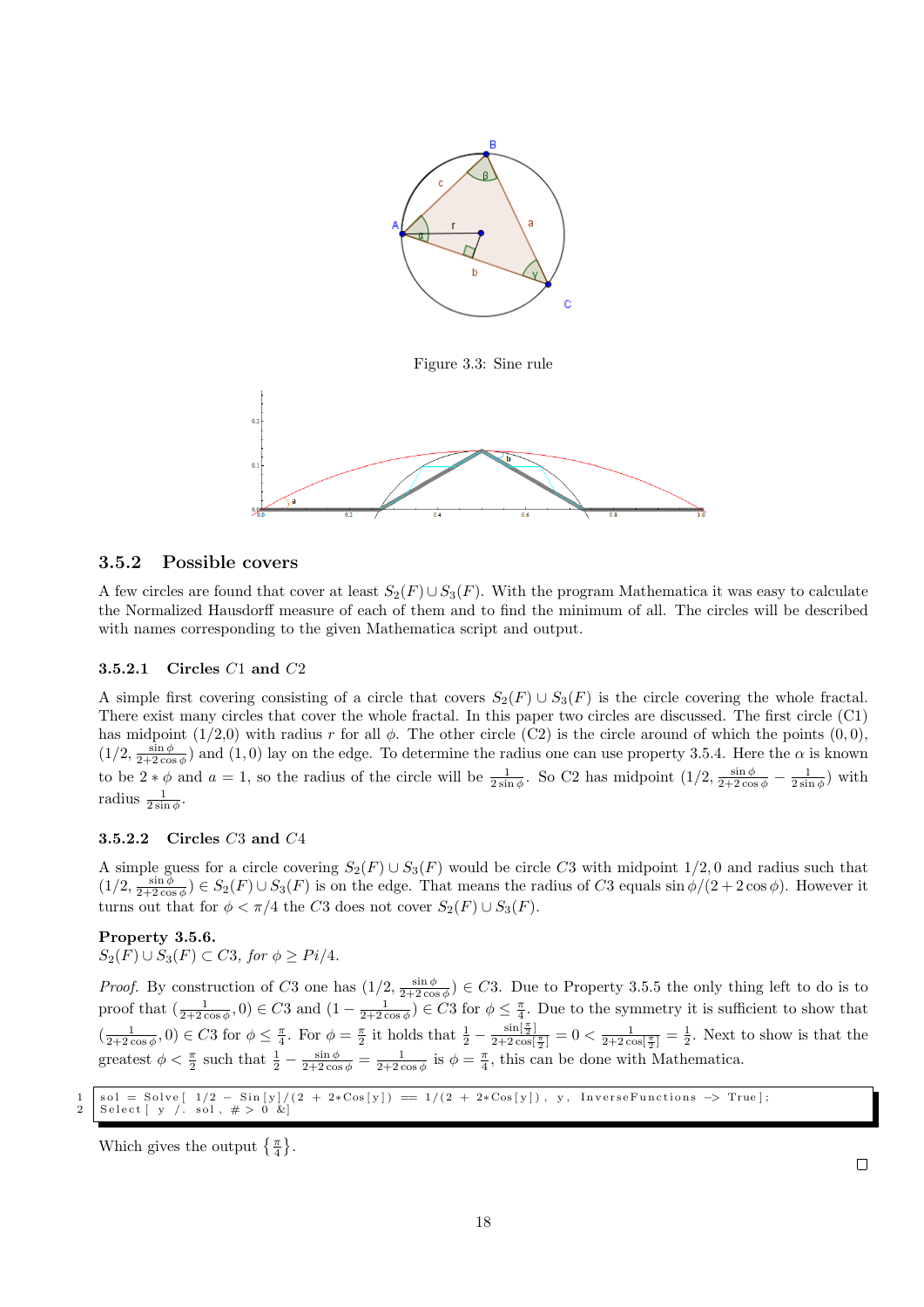Figure 3.3: Sine rule

### 3.5.2 Possible covers

A few circles are found that cover at least $S_2(F) \cup S_3(F)$. With the program Mathematica it was easy to calculate the Normalized Hausdorff measure of each of them and to find the minimum of all. The circles will be described with names corresponding to the given Mathematica script and output.

#### 3.5.2.1 Circles $C1$ and $C2$

A simple first covering consisting of a circle that covers $S_2(F) \cup S_3(F)$ is the circle covering the whole fractal. There exist many circles that cover the whole fractal. In this paper two circles are discussed. The first circle (C1) has midpoint (1/2,0) with radius $r$ for all $\phi$. The other circle (C2) is the circle around of which the points $(0, 0)$, $(1/2, \frac{\sin\phi}{2+2\cos\phi})$ and $(1, 0)$ lay on the edge. To determine the radius one can use property 3.5.4. Here the $\alpha$ is known to be $2 * \phi$ and $a = 1$, so the radius of the circle will be $\frac{1}{2\sin\phi}$. So C2 has midpoint $(1/2, \frac{\sin\phi}{2+2\cos\phi} - \frac{1}{2\sin\phi})$ with radius $\frac{1}{2\sin\phi}$.

#### 3.5.2.2 Circles $C3$ and $C4$

A simple guess for a circle covering $S_2(F) \cup S_3(F)$ would be circle $C3$ with midpoint $1/2, 0$ and radius such that $(1/2, \frac{\sin\phi}{2+2\cos\phi}) \in S_2(F) \cup S_3(F)$ is on the edge. That means the radius of $C3$ equals $\sin\phi/(2 + 2\cos\phi)$. However it turns out that for $\phi < \pi/4$ the $C3$ does not cover $S_2(F) \cup S_3(F)$.

**Property 3.5.6.**
*$S_2(F) \cup S_3(F) \subset C3$, for $\phi \geq Pi/4$.*

*Proof.* By construction of $C3$ one has $(1/2, \frac{\sin\phi}{2+2\cos\phi}) \in C3$. Due to Property 3.5.5 the only thing left to do is to proof that $(\frac{1}{2+2\cos\phi}, 0) \in C3$ and $(1 - \frac{1}{2+2\cos\phi}) \in C3$ for $\phi \leq \frac{\pi}{4}$. Due to the symmetry it is sufficient to show that $(\frac{1}{2+2\cos\phi}, 0) \in C3$ for $\phi \leq \frac{\pi}{4}$. For $\phi = \frac{\pi}{2}$ it holds that $\frac{1}{2} - \frac{\sin[\frac{\pi}{2}]}{2+2\cos[\frac{\pi}{2}]} = 0 < \frac{1}{2+2\cos[\frac{\pi}{2}]} = \frac{1}{2}$. Next to show is that the greatest $\phi < \frac{\pi}{2}$ such that $\frac{1}{2} - \frac{\sin\phi}{2+2\cos\phi} = \frac{1}{2+2\cos\phi}$ is $\phi = \frac{\pi}{4}$, this can be done with Mathematica.

```
sol = Solve[ 1/2 - Sin[y]/(2 + 2*Cos[y]) == 1/(2 + 2*Cos[y]), y, InverseFunctions -> True];
Select[ y /. sol, # > 0 &]
```

Which gives the output $\{\frac{\pi}{4}\}$.

□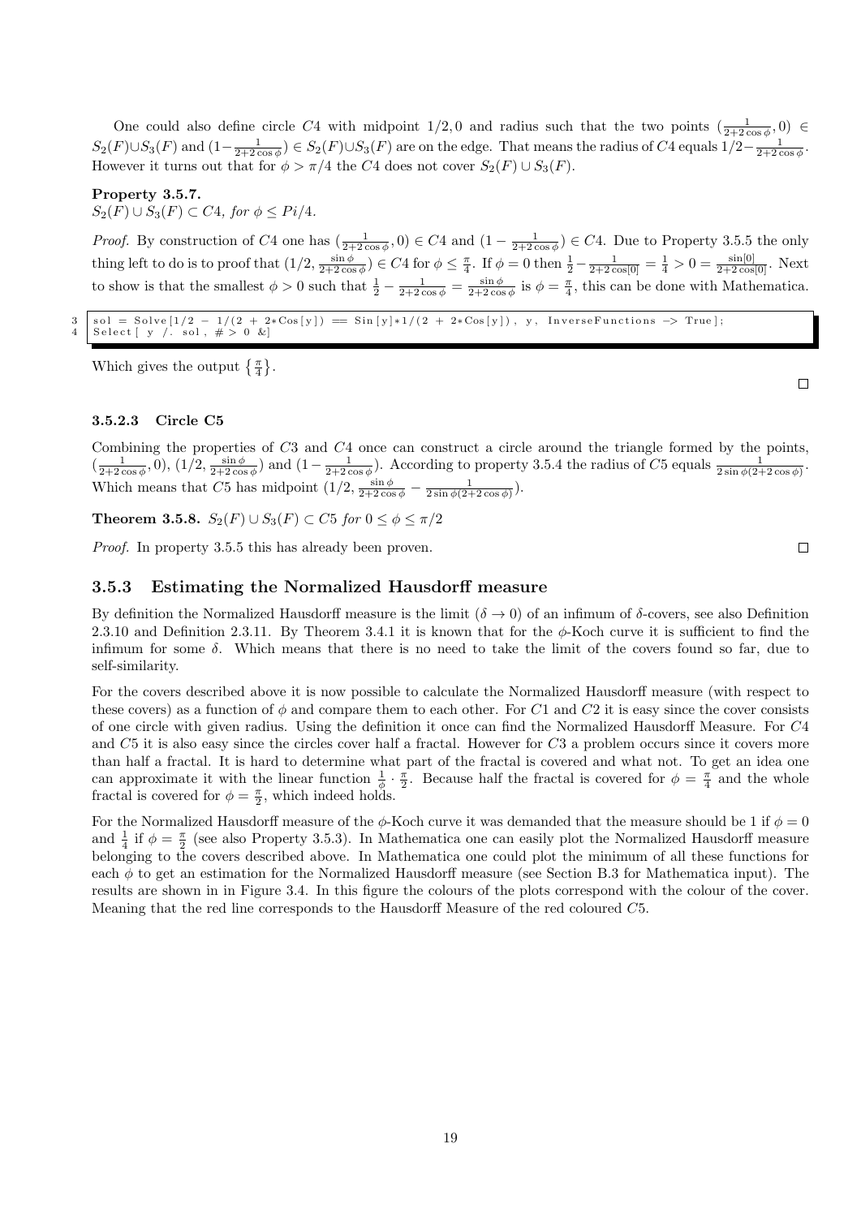One could also define circle $C4$ with midpoint $1/2, 0$ and radius such that the two points $(\frac{1}{2+2\cos\phi}, 0) \in S_2(F) \cup S_3(F)$ and $(1 - \frac{1}{2+2\cos\phi}) \in S_2(F) \cup S_3(F)$ are on the edge. That means the radius of $C4$ equals $1/2 - \frac{1}{2+2\cos\phi}$. However it turns out that for $\phi > \pi/4$ the $C4$ does not cover $S_2(F) \cup S_3(F)$.

**Property 3.5.7.**
$S_2(F) \cup S_3(F) \subset C4$*, for* $\phi \leq Pi/4$.

*Proof.* By construction of $C4$ one has $(\frac{1}{2+2\cos\phi}, 0) \in C4$ and $(1 - \frac{1}{2+2\cos\phi}) \in C4$. Due to Property 3.5.5 the only thing left to do is to proof that $(1/2, \frac{\sin\phi}{2+2\cos\phi}) \in C4$ for $\phi \leq \frac{\pi}{4}$. If $\phi = 0$ then $\frac{1}{2} - \frac{1}{2+2\cos[0]} = \frac{1}{4} > 0 = \frac{\sin[0]}{2+2\cos[0]}$. Next to show is that the smallest $\phi > 0$ such that $\frac{1}{2} - \frac{1}{2+2\cos\phi} = \frac{\sin\phi}{2+2\cos\phi}$ is $\phi = \frac{\pi}{4}$, this can be done with Mathematica.

```
3  sol = Solve[1/2 - 1/(2 + 2*Cos[y]) == Sin[y]*1/(2 + 2*Cos[y]), y, InverseFunctions -> True];
4  Select[ y /. sol, # > 0 &]
```

Which gives the output $\{\frac{\pi}{4}\}$.

∎

#### 3.5.2.3 Circle C5

Combining the properties of $C3$ and $C4$ once can construct a circle around the triangle formed by the points, $(\frac{1}{2+2\cos\phi}, 0)$, $(1/2, \frac{\sin\phi}{2+2\cos\phi})$ and $(1 - \frac{1}{2+2\cos\phi})$. According to property 3.5.4 the radius of $C5$ equals $\frac{1}{2\sin\phi(2+2\cos\phi)}$. Which means that $C5$ has midpoint $(1/2, \frac{\sin\phi}{2+2\cos\phi} - \frac{1}{2\sin\phi(2+2\cos\phi)})$.

**Theorem 3.5.8.** $S_2(F) \cup S_3(F) \subset C5$ *for* $0 \leq \phi \leq \pi/2$

*Proof.* In property 3.5.5 this has already been proven. ∎

### 3.5.3 Estimating the Normalized Hausdorff measure

By definition the Normalized Hausdorff measure is the limit ($\delta \to 0$) of an infimum of $\delta$-covers, see also Definition 2.3.10 and Definition 2.3.11. By Theorem 3.4.1 it is known that for the $\phi$-Koch curve it is sufficient to find the infimum for some $\delta$. Which means that there is no need to take the limit of the covers found so far, due to self-similarity.

For the covers described above it is now possible to calculate the Normalized Hausdorff measure (with respect to these covers) as a function of $\phi$ and compare them to each other. For $C1$ and $C2$ it is easy since the cover consists of one circle with given radius. Using the definition it once can find the Normalized Hausdorff Measure. For $C4$ and $C5$ it is also easy since the circles cover half a fractal. However for $C3$ a problem occurs since it covers more than half a fractal. It is hard to determine what part of the fractal is covered and what not. To get an idea one can approximate it with the linear function $\frac{1}{\phi} \cdot \frac{\pi}{2}$. Because half the fractal is covered for $\phi = \frac{\pi}{4}$ and the whole fractal is covered for $\phi = \frac{\pi}{2}$, which indeed holds.

For the Normalized Hausdorff measure of the $\phi$-Koch curve it was demanded that the measure should be 1 if $\phi = 0$ and $\frac{1}{4}$ if $\phi = \frac{\pi}{2}$ (see also Property 3.5.3). In Mathematica one can easily plot the Normalized Hausdorff measure belonging to the covers described above. In Mathematica one could plot the minimum of all these functions for each $\phi$ to get an estimation for the Normalized Hausdorff measure (see Section B.3 for Mathematica input). The results are shown in in Figure 3.4. In this figure the colours of the plots correspond with the colour of the cover. Meaning that the red line corresponds to the Hausdorff Measure of the red coloured $C5$.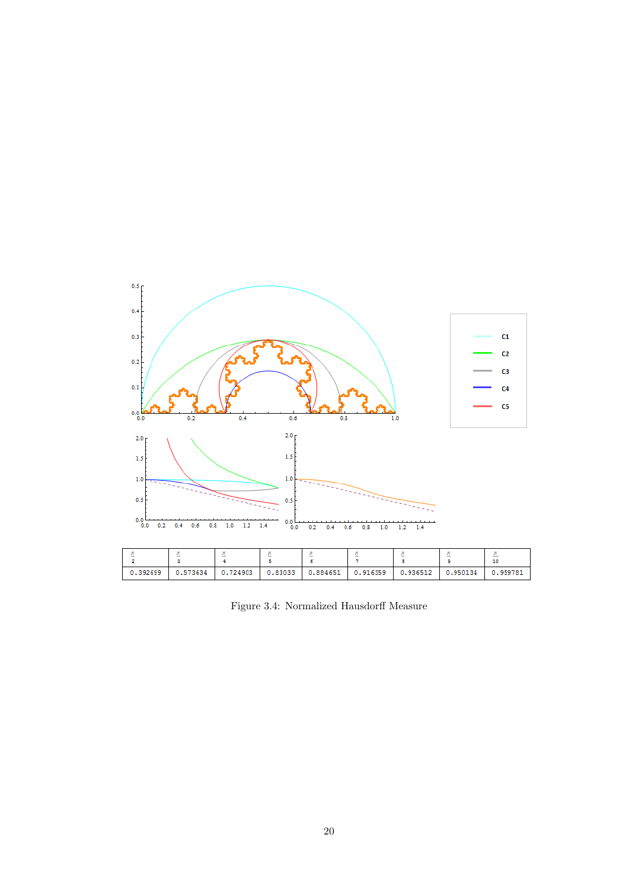| $\frac{\pi}{2}$ | $\frac{\pi}{3}$ | $\frac{\pi}{4}$ | $\frac{\pi}{5}$ | $\frac{\pi}{6}$ | $\frac{\pi}{7}$ | $\frac{\pi}{8}$ | $\frac{\pi}{9}$ | $\frac{\pi}{10}$ |
|---|---|---|---|---|---|---|---|---|
| 0.392699 | 0.573634 | 0.724903 | 0.83033 | 0.884651 | 0.916359 | 0.936512 | 0.950134 | 0.959781 |

Figure 3.4: Normalized Hausdorff Measure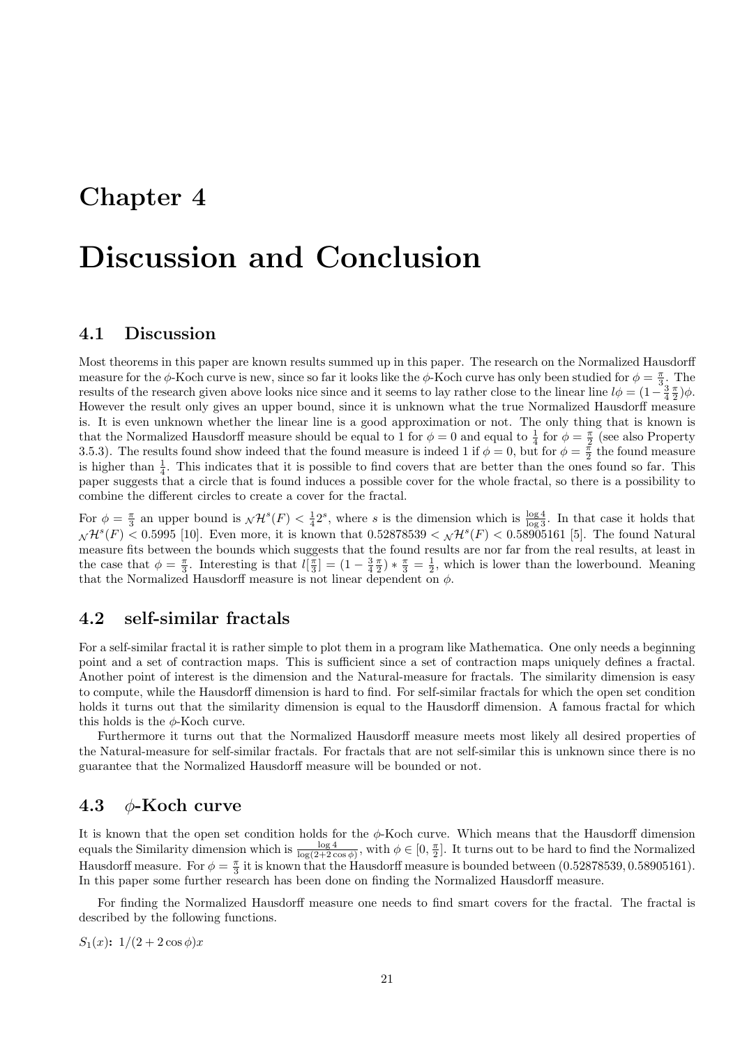# Chapter 4

# Discussion and Conclusion

## 4.1 Discussion

Most theorems in this paper are known results summed up in this paper. The research on the Normalized Hausdorff measure for the $\phi$-Koch curve is new, since so far it looks like the $\phi$-Koch curve has only been studied for $\phi = \frac{\pi}{3}$. The results of the research given above looks nice since and it seems to lay rather close to the linear line $l\phi = (1 - \frac{3}{4}\frac{\pi}{2})\phi$. However the result only gives an upper bound, since it is unknown what the true Normalized Hausdorff measure is. It is even unknown whether the linear line is a good approximation or not. The only thing that is known is that the Normalized Hausdorff measure should be equal to 1 for $\phi = 0$ and equal to $\frac{1}{4}$ for $\phi = \frac{\pi}{2}$ (see also Property 3.5.3). The results found show indeed that the found measure is indeed 1 if $\phi = 0$, but for $\phi = \frac{\pi}{2}$ the found measure is higher than $\frac{1}{4}$. This indicates that it is possible to find covers that are better than the ones found so far. This paper suggests that a circle that is found induces a possible cover for the whole fractal, so there is a possibility to combine the different circles to create a cover for the fractal.

For $\phi = \frac{\pi}{3}$ an upper bound is ${}_{\mathcal{N}}\mathcal{H}^s(F) < \frac{1}{4}2^s$, where $s$ is the dimension which is $\frac{\log 4}{\log 3}$. In that case it holds that ${}_{\mathcal{N}}\mathcal{H}^s(F) < 0.5995$ [10]. Even more, it is known that $0.52878539 < {}_{\mathcal{N}}\mathcal{H}^s(F) < 0.58905161$ [5]. The found Natural measure fits between the bounds which suggests that the found results are nor far from the real results, at least in the case that $\phi = \frac{\pi}{3}$. Interesting is that $l[\frac{\pi}{3}] = (1 - \frac{3}{4}\frac{\pi}{2}) * \frac{\pi}{3} = \frac{1}{2}$, which is lower than the lowerbound. Meaning that the Normalized Hausdorff measure is not linear dependent on $\phi$.

## 4.2 self-similar fractals

For a self-similar fractal it is rather simple to plot them in a program like Mathematica. One only needs a beginning point and a set of contraction maps. This is sufficient since a set of contraction maps uniquely defines a fractal. Another point of interest is the dimension and the Natural-measure for fractals. The similarity dimension is easy to compute, while the Hausdorff dimension is hard to find. For self-similar fractals for which the open set condition holds it turns out that the similarity dimension is equal to the Hausdorff dimension. A famous fractal for which this holds is the $\phi$-Koch curve.

Furthermore it turns out that the Normalized Hausdorff measure meets most likely all desired properties of the Natural-measure for self-similar fractals. For fractals that are not self-similar this is unknown since there is no guarantee that the Normalized Hausdorff measure will be bounded or not.

## 4.3 $\phi$-Koch curve

It is known that the open set condition holds for the $\phi$-Koch curve. Which means that the Hausdorff dimension equals the Similarity dimension which is $\frac{\log 4}{\log(2+2\cos\phi)}$, with $\phi \in [0, \frac{\pi}{2}]$. It turns out to be hard to find the Normalized Hausdorff measure. For $\phi = \frac{\pi}{3}$ it is known that the Hausdorff measure is bounded between $(0.52878539, 0.58905161)$. In this paper some further research has been done on finding the Normalized Hausdorff measure.

For finding the Normalized Hausdorff measure one needs to find smart covers for the fractal. The fractal is described by the following functions.

$S_1(x)$**:** $1/(2 + 2\cos\phi)x$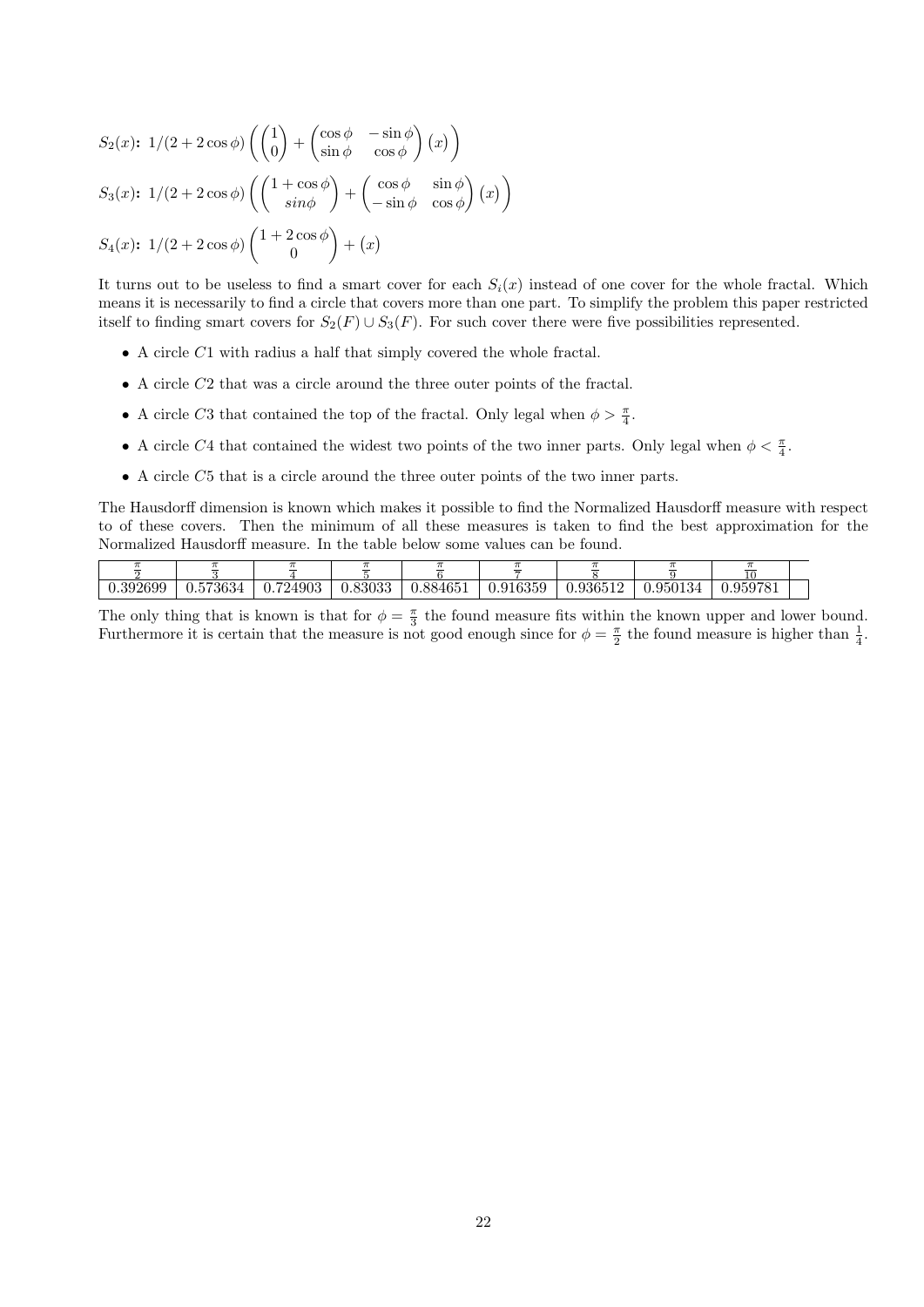$S_2(x)$**:** $1/(2+2\cos\phi)\left(\begin{pmatrix}1\\0\end{pmatrix}+\begin{pmatrix}\cos\phi & -\sin\phi\\ \sin\phi & \cos\phi\end{pmatrix}(x)\right)$

$S_3(x)$**:** $1/(2+2\cos\phi)\left(\begin{pmatrix}1+\cos\phi\\ sin\phi\end{pmatrix}+\begin{pmatrix}\cos\phi & \sin\phi\\ -\sin\phi & \cos\phi\end{pmatrix}(x)\right)$

$S_4(x)$**:** $1/(2+2\cos\phi)\begin{pmatrix}1+2\cos\phi\\ 0\end{pmatrix}+(x)$

It turns out to be useless to find a smart cover for each $S_i(x)$ instead of one cover for the whole fractal. Which means it is necessarily to find a circle that covers more than one part. To simplify the problem this paper restricted itself to finding smart covers for $S_2(F) \cup S_3(F)$. For such cover there were five possibilities represented.

- A circle $C1$ with radius a half that simply covered the whole fractal.
- A circle $C2$ that was a circle around the three outer points of the fractal.
- A circle $C3$ that contained the top of the fractal. Only legal when $\phi > \frac{\pi}{4}$.
- A circle $C4$ that contained the widest two points of the two inner parts. Only legal when $\phi < \frac{\pi}{4}$.
- A circle $C5$ that is a circle around the three outer points of the two inner parts.

The Hausdorff dimension is known which makes it possible to find the Normalized Hausdorff measure with respect to of these covers. Then the minimum of all these measures is taken to find the best approximation for the Normalized Hausdorff measure. In the table below some values can be found.

| $\frac{\pi}{2}$ | $\frac{\pi}{3}$ | $\frac{\pi}{4}$ | $\frac{\pi}{5}$ | $\frac{\pi}{6}$ | $\frac{\pi}{7}$ | $\frac{\pi}{8}$ | $\frac{\pi}{9}$ | $\frac{\pi}{10}$ | |
|---|---|---|---|---|---|---|---|---|---|
| 0.392699 | 0.573634 | 0.724903 | 0.83033 | 0.884651 | 0.916359 | 0.936512 | 0.950134 | 0.959781 | |

The only thing that is known is that for $\phi = \frac{\pi}{3}$ the found measure fits within the known upper and lower bound. Furthermore it is certain that the measure is not good enough since for $\phi = \frac{\pi}{2}$ the found measure is higher than $\frac{1}{4}$.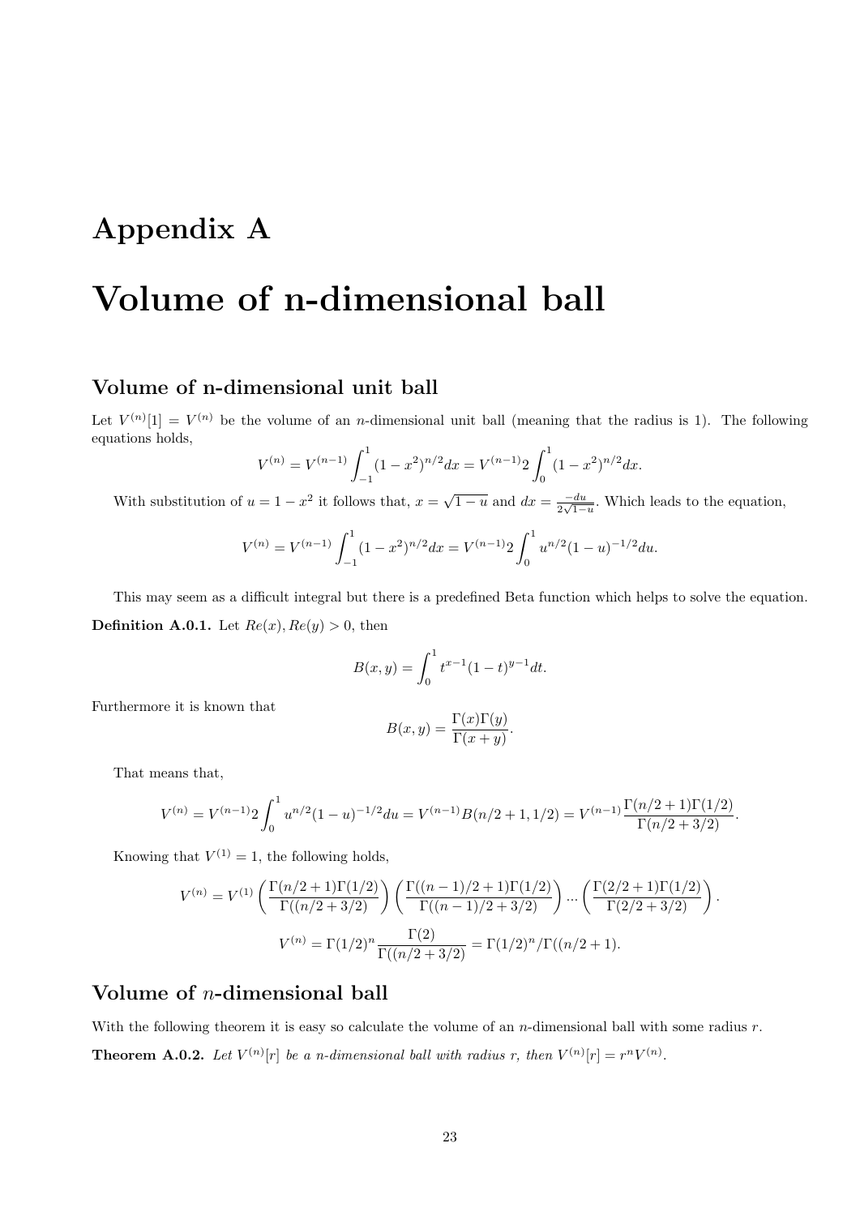# Appendix A

# Volume of n-dimensional ball

## Volume of n-dimensional unit ball

Let $V^{(n)}[1] = V^{(n)}$ be the volume of an $n$-dimensional unit ball (meaning that the radius is 1). The following equations holds,

$$V^{(n)} = V^{(n-1)} \int_{-1}^{1} (1-x^2)^{n/2} dx = V^{(n-1)} 2 \int_{0}^{1} (1-x^2)^{n/2} dx.$$

With substitution of $u = 1 - x^2$ it follows that, $x = \sqrt{1-u}$ and $dx = \frac{-du}{2\sqrt{1-u}}$. Which leads to the equation,

$$V^{(n)} = V^{(n-1)} \int_{-1}^{1} (1-x^2)^{n/2} dx = V^{(n-1)} 2 \int_{0}^{1} u^{n/2} (1-u)^{-1/2} du.$$

This may seem as a difficult integral but there is a predefined Beta function which helps to solve the equation.

**Definition A.0.1.** Let $Re(x), Re(y) > 0$, then

$$B(x, y) = \int_{0}^{1} t^{x-1} (1-t)^{y-1} dt.$$

Furthermore it is known that

$$B(x, y) = \frac{\Gamma(x)\Gamma(y)}{\Gamma(x+y)}.$$

That means that,

$$V^{(n)} = V^{(n-1)} 2 \int_{0}^{1} u^{n/2} (1-u)^{-1/2} du = V^{(n-1)} B(n/2+1, 1/2) = V^{(n-1)} \frac{\Gamma(n/2+1)\Gamma(1/2)}{\Gamma(n/2+3/2)}.$$

Knowing that $V^{(1)} = 1$, the following holds,

$$V^{(n)} = V^{(1)} \left( \frac{\Gamma(n/2+1)\Gamma(1/2)}{\Gamma((n/2+3/2)} \right) \left( \frac{\Gamma((n-1)/2+1)\Gamma(1/2)}{\Gamma((n-1)/2+3/2)} \right) \cdots \left( \frac{\Gamma(2/2+1)\Gamma(1/2)}{\Gamma(2/2+3/2)} \right).$$

$$V^{(n)} = \Gamma(1/2)^n \frac{\Gamma(2)}{\Gamma((n/2+3/2)} = \Gamma(1/2)^n / \Gamma((n/2+1).$$

## Volume of $n$-dimensional ball

With the following theorem it is easy so calculate the volume of an $n$-dimensional ball with some radius $r$.

**Theorem A.0.2.** *Let $V^{(n)}[r]$ be a n-dimensional ball with radius r, then $V^{(n)}[r] = r^n V^{(n)}$.*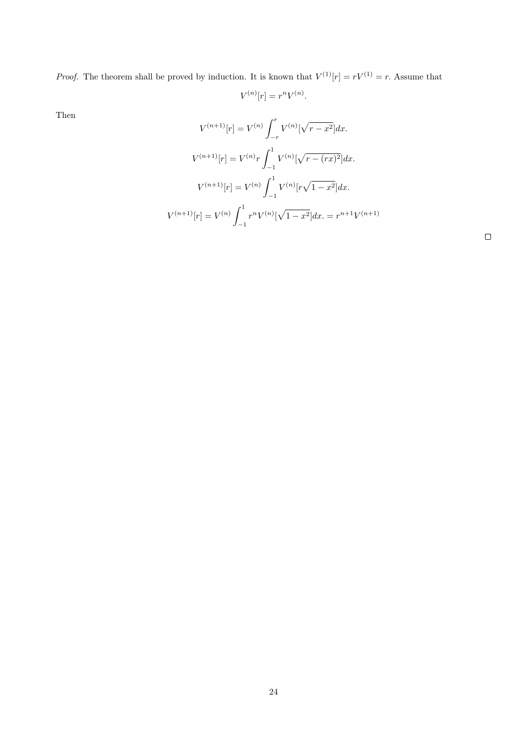*Proof.* The theorem shall be proved by induction. It is known that $V^{(1)}[r] = rV^{(1)} = r$. Assume that

$$V^{(n)}[r] = r^n V^{(n)}.$$

Then

$$V^{(n+1)}[r] = V^{(n)} \int_{-r}^{r} V^{(n)}[\sqrt{r - x^2}]dx.$$

$$V^{(n+1)}[r] = V^{(n)} r \int_{-1}^{1} V^{(n)}[\sqrt{r - (rx)^2}]dx.$$

$$V^{(n+1)}[r] = V^{(n)} \int_{-1}^{1} V^{(n)}[r\sqrt{1 - x^2}]dx.$$

$$V^{(n+1)}[r] = V^{(n)} \int_{-1}^{1} r^n V^{(n)}[\sqrt{1 - x^2}]dx. = r^{n+1} V^{(n+1)}$$

□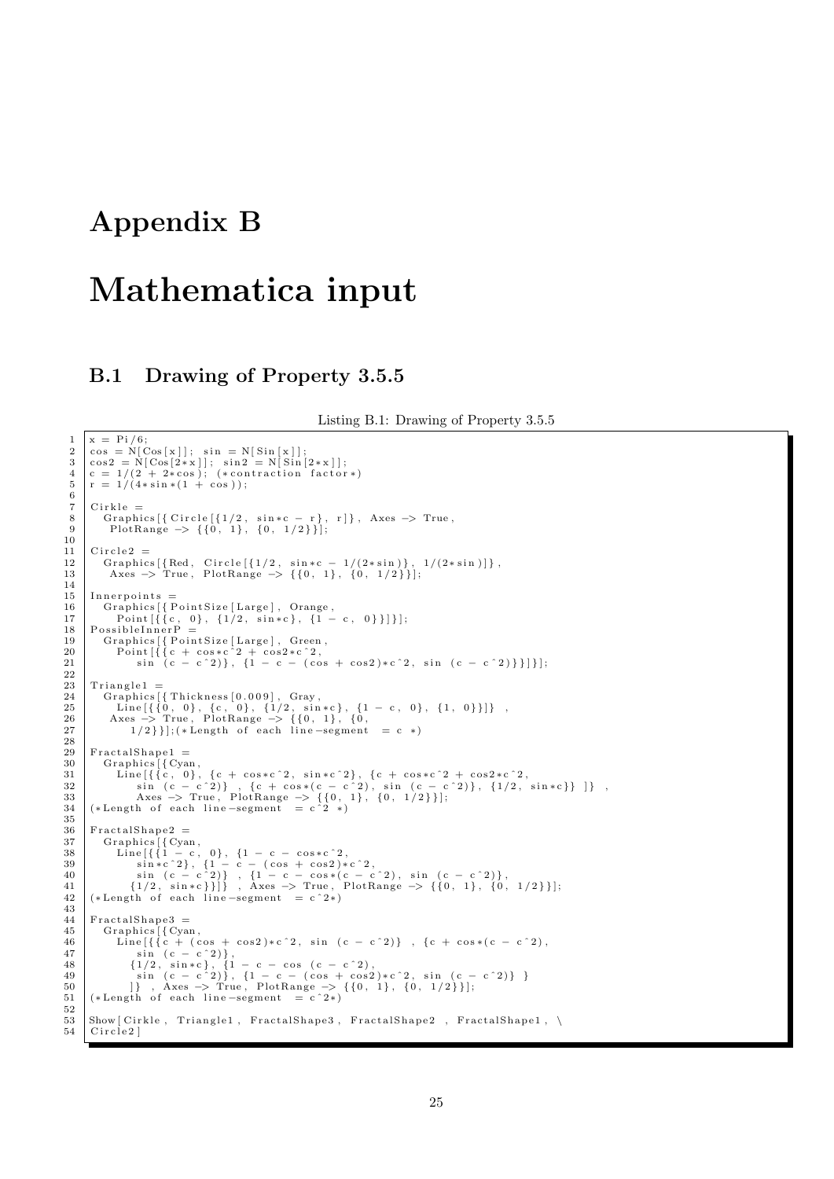# Appendix B

# Mathematica input

## B.1 Drawing of Property 3.5.5

Listing B.1: Drawing of Property 3.5.5

```
x = Pi/6;
cos = N[Cos[x]];  sin = N[Sin[x]];
cos2 = N[Cos[2*x]];  sin2 = N[Sin[2*x]];
c = 1/(2 + 2*cos); (*contraction factor*)
r = 1/(4*sin*(1 + cos));

Cirkle =
  Graphics[{Circle[{1/2, sin*c - r}, r]}, Axes -> True,
    PlotRange -> {{0, 1}, {0, 1/2}}];

Circle2 =
  Graphics[{Red, Circle[{1/2, sin*c - 1/(2*sin)}, 1/(2*sin)]},
   Axes -> True, PlotRange -> {{0, 1}, {0, 1/2}}];

Innerpoints =
  Graphics[{PointSize[Large], Orange,
    Point[{{c, 0}, {1/2, sin*c}, {1 - c, 0}}]}];
PossibleInnerP =
  Graphics[{PointSize[Large], Green,
    Point[{{c + cos*c^2 + cos2*c^2,
       sin (c - c^2)}, {1 - c - (cos + cos2)*c^2, sin (c - c^2)}}]}];

Triangle1 =
  Graphics[{Thickness[0.009], Gray,
    Line[{{0, 0}, {c, 0}, {1/2, sin*c}, {1 - c, 0}, {1, 0}}]} ,
   Axes -> True, PlotRange -> {{0, 1}, {0,
      1/2}}];(*Length of each line-segment  = c *)

FractalShape1 =
  Graphics[{Cyan,
    Line[{{c, 0}, {c + cos*c^2, sin*c^2}, {c + cos*c^2 + cos2*c^2,
       sin (c - c^2)} , {c + cos*(c - c^2), sin (c - c^2)}, {1/2, sin*c}} ]} ,
       Axes -> True, PlotRange -> {{0, 1}, {0, 1/2}}];
(*Length of each line-segment  = c^2 *)

FractalShape2 =
  Graphics[{Cyan,
    Line[{{1 - c, 0}, {1 - c - cos*c^2,
       sin*c^2}, {1 - c - (cos + cos2)*c^2,
       sin (c - c^2)} , {1 - c - cos*(c - c^2), sin (c - c^2)},
      {1/2, sin*c}}]} , Axes -> True, PlotRange -> {{0, 1}, {0, 1/2}}];
(*Length of each line-segment  = c^2*)

FractalShape3 =
  Graphics[{Cyan,
    Line[{{c + (cos + cos2)*c^2, sin (c - c^2)} , {c + cos*(c - c^2),
       sin (c - c^2)},
      {1/2, sin*c}, {1 - c - cos (c - c^2),
       sin (c - c^2)}, {1 - c - (cos + cos2)*c^2, sin (c - c^2)} }
     ]} , Axes -> True, PlotRange -> {{0, 1}, {0, 1/2}}];
(*Length of each line-segment  = c^2*)

Show[Cirkle, Triangle1, FractalShape3, FractalShape2 , FractalShape1, \
Circle2]
```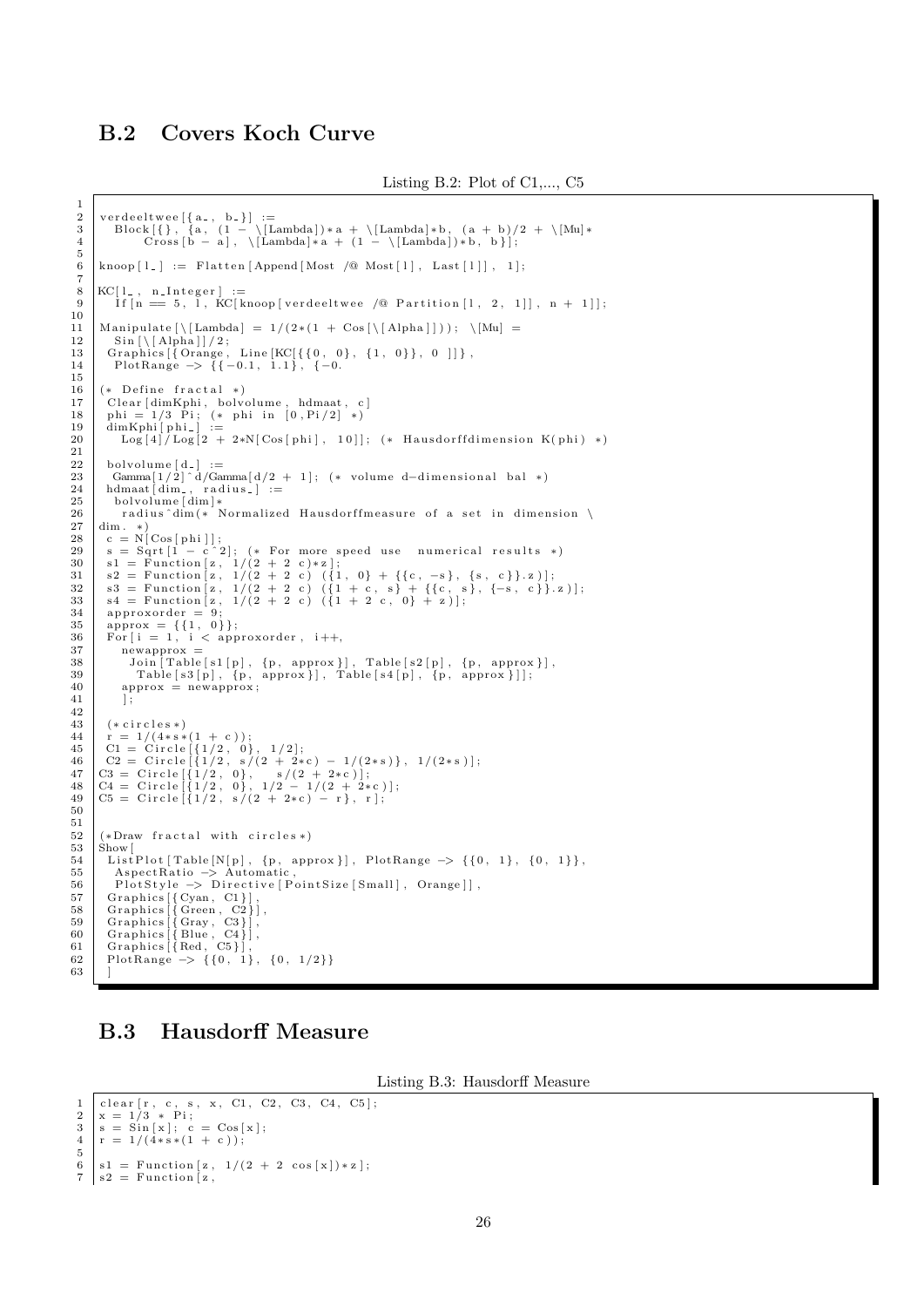## B.2 Covers Koch Curve

Listing B.2: Plot of C1,..., C5

```
verdeeltwee[{a_, b_}] :=
  Block[{}, {a, (1 - \[Lambda])*a + \[Lambda]*b, (a + b)/2 + \[Mu]*
      Cross[b - a], \[Lambda]*a + (1 - \[Lambda])*b, b}];

knoop[l_] := Flatten[Append[Most /@ Most[l], Last[l]], 1];

KC[l_, n_Integer] :=
  If[n == 5, l, KC[knoop[verdeeltwee /@ Partition[l, 2, 1]], n + 1]];

Manipulate[\[Lambda] = 1/(2*(1 + Cos[\[Alpha]])); \[Mu] =
  Sin[\[Alpha]]/2;
 Graphics[{Orange, Line[KC[{{0, 0}, {1, 0}}, 0 ]]},
  PlotRange -> {{-0.1, 1.1}, {-0.

(* Define fractal *)
 Clear[dimKphi, bolvolume, hdmaat, c]
 phi = 1/3 Pi; (* phi in [0,Pi/2] *)
 dimKphi[phi_] :=
   Log[4]/Log[2 + 2*N[Cos[phi], 10]]; (* Hausdorffdimension K(phi) *)

 bolvolume[d_] :=
  Gamma[1/2]^d/Gamma[d/2 + 1]; (* volume d-dimensional bal *)
 hdmaat[dim_, radius_] :=
  bolvolume[dim]*
   radius^dim(* Normalized Hausdorffmeasure of a set in dimension \
dim. *)
 c = N[Cos[phi]];
 s = Sqrt[1 - c^2]; (* For more speed use  numerical results *)
 s1 = Function[z, 1/(2 + 2 c)*z];
 s2 = Function[z, 1/(2 + 2 c) ({1, 0} + {{c, -s}, {s, c}}.z)];
 s3 = Function[z, 1/(2 + 2 c) ({1 + c, s} + {{c, s}, {-s, c}}.z)];
 s4 = Function[z, 1/(2 + 2 c) ({1 + 2 c, 0} + z)];
 approxorder = 9;
 approx = {{1, 0}};
 For[i = 1, i < approxorder, i++,
   newapprox =
    Join[Table[s1[p], {p, approx}], Table[s2[p], {p, approx}],
     Table[s3[p], {p, approx}], Table[s4[p], {p, approx}]];
   approx = newapprox;
   ];

 (*circles*)
 r = 1/(4*s*(1 + c));
 C1 = Circle[{1/2, 0}, 1/2];
 C2 = Circle[{1/2, s/(2 + 2*c) - 1/(2*s)}, 1/(2*s)];
C3 = Circle[{1/2, 0},    s/(2 + 2*c)];
C4 = Circle[{1/2, 0}, 1/2 - 1/(2 + 2*c)];
C5 = Circle[{1/2, s/(2 + 2*c) - r}, r];


(*Draw fractal with circles*)
Show[
 ListPlot[Table[N[p], {p, approx}], PlotRange -> {{0, 1}, {0, 1}},
  AspectRatio -> Automatic,
  PlotStyle -> Directive[PointSize[Small], Orange]],
 Graphics[{Cyan, C1}],
 Graphics[{Green, C2}],
 Graphics[{Gray, C3}],
 Graphics[{Blue, C4}],
 Graphics[{Red, C5}],
 PlotRange -> {{0, 1}, {0, 1/2}}
 ]
```

## B.3 Hausdorff Measure

Listing B.3: Hausdorff Measure

```
clear[r, c, s, x, C1, C2, C3, C4, C5];
x = 1/3 * Pi;
s = Sin[x]; c = Cos[x];
r = 1/(4*s*(1 + c));

s1 = Function[z, 1/(2 + 2 cos[x])*z];
s2 = Function[z,
```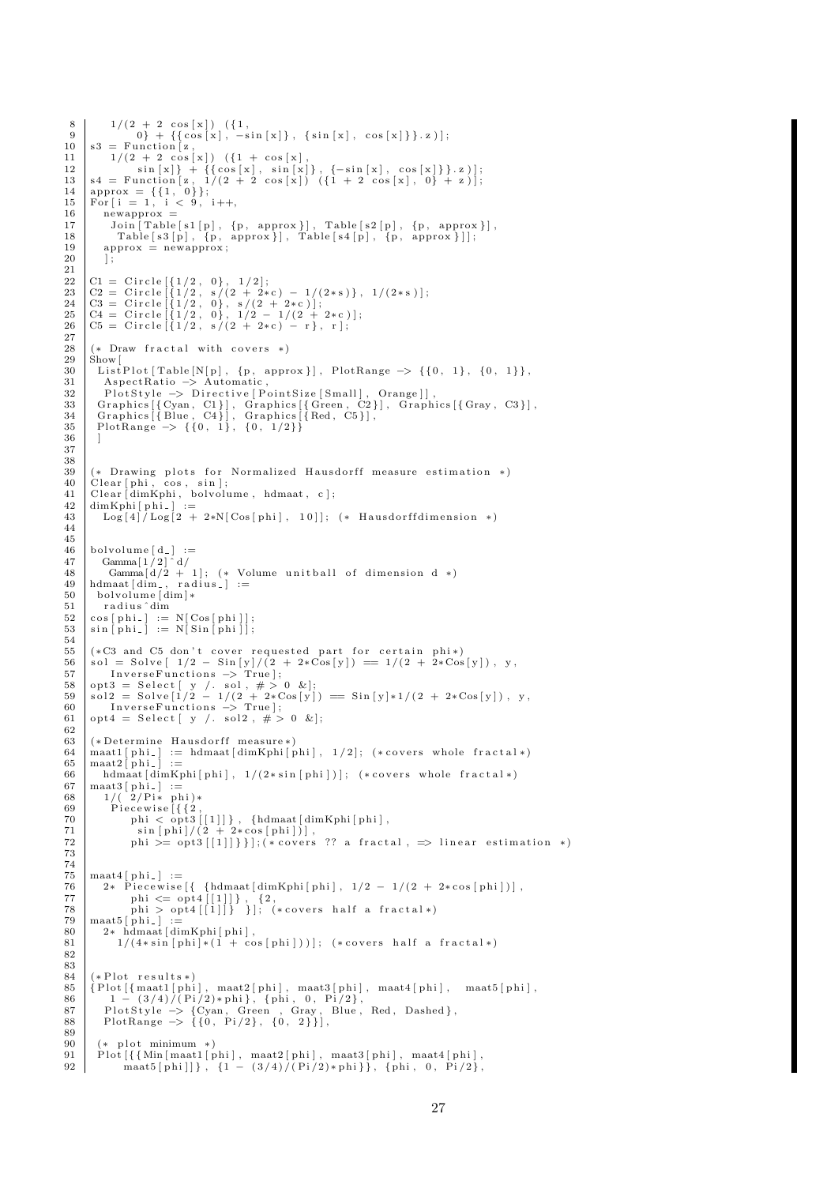```
8       1/(2 + 2 cos[x]) ({1,
9           0} + {{cos[x], -sin[x]}, {sin[x], cos[x]}}.z)];
10  s3 = Function[z,
11      1/(2 + 2 cos[x]) ({1 + cos[x],
12          sin[x]} + {{cos[x], sin[x]}, {-sin[x], cos[x]}}.z)];
13  s4 = Function[z, 1/(2 + 2 cos[x]) ({1 + 2 cos[x], 0} + z)];
14  approx = {{1, 0}};
15  For[i = 1, i < 9, i++,
16    newapprox =
17     Join[Table[s1[p], {p, approx}], Table[s2[p], {p, approx}],
18      Table[s3[p], {p, approx}], Table[s4[p], {p, approx}]];
19    approx = newapprox;
20    ];
21
22  C1 = Circle[{1/2, 0}, 1/2];
23  C2 = Circle[{1/2, s/(2 + 2*c) - 1/(2*s)}, 1/(2*s)];
24  C3 = Circle[{1/2, 0}, s/(2 + 2*c)];
25  C4 = Circle[{1/2, 0}, 1/2 - 1/(2 + 2*c)];
26  C5 = Circle[{1/2, s/(2 + 2*c) - r}, r];
27
28  (* Draw fractal with covers *)
29  Show[
30   ListPlot[Table[N[p], {p, approx}], PlotRange -> {{0, 1}, {0, 1}},
31    AspectRatio -> Automatic,
32    PlotStyle -> Directive[PointSize[Small], Orange]],
33   Graphics[{Cyan, C1}], Graphics[{Green, C2}], Graphics[{Gray, C3}],
34   Graphics[{Blue, C4}], Graphics[{Red, C5}],
35   PlotRange -> {{0, 1}, {0, 1/2}}
36   ]
37
38
39  (* Drawing plots for Normalized Hausdorff measure estimation *)
40  Clear[phi, cos, sin];
41  Clear[dimKphi, bolvolume, hdmaat, c];
42  dimKphi[phi_] :=
43    Log[4]/Log[2 + 2*N[Cos[phi], 10]]; (* Hausdorffdimension *)
44
45
46  bolvolume[d_] :=
47    Gamma[1/2]^d/
48     Gamma[d/2 + 1]; (* Volume unitball of dimension d *)
49  hdmaat[dim_, radius_] :=
50   bolvolume[dim]*
51    radius^dim
52  cos[phi_] := N[Cos[phi]];
53  sin[phi_] := N[Sin[phi]];
54
55  (*C3 and C5 don't cover requested part for certain phi*)
56  sol = Solve[ 1/2 - Sin[y]/(2 + 2*Cos[y]) == 1/(2 + 2*Cos[y]), y,
57     InverseFunctions -> True];
58  opt3 = Select[ y /. sol, # > 0 &];
59  sol2 = Solve[1/2 - 1/(2 + 2*Cos[y]) == Sin[y]*1/(2 + 2*Cos[y]), y,
60     InverseFunctions -> True];
61  opt4 = Select[ y /. sol2, # > 0 &];
62
63  (*Determine Hausdorff measure*)
64  maat1[phi_] := hdmaat[dimKphi[phi], 1/2]; (*covers whole fractal*)
65  maat2[phi_] :=
66    hdmaat[dimKphi[phi], 1/(2*sin[phi])]; (*covers whole fractal*)
67  maat3[phi_] :=
68    1/( 2/Pi* phi)*
69     Piecewise[{{2,
70        phi < opt3[[1]]}, {hdmaat[dimKphi[phi],
71         sin[phi]/(2 + 2*cos[phi])],
72        phi >= opt3[[1]]}}];(*covers ?? a fractal, => linear estimation *)
73
74
75  maat4[phi_] :=
76    2* Piecewise[{ {hdmaat[dimKphi[phi], 1/2 - 1/(2 + 2*cos[phi])],
77        phi <= opt4[[1]]}, {2,
78        phi > opt4[[1]]} }]; (*covers half a fractal*)
79  maat5[phi_] :=
80    2* hdmaat[dimKphi[phi],
81      1/(4*sin[phi]*(1 + cos[phi]))]; (*covers half a fractal*)
82
83
84  (*Plot results*)
85  {Plot[{maat1[phi], maat2[phi], maat3[phi], maat4[phi],  maat5[phi],
86     1 - (3/4)/(Pi/2)*phi}, {phi, 0, Pi/2},
87    PlotStyle -> {Cyan, Green , Gray, Blue, Red, Dashed},
88    PlotRange -> {{0, Pi/2}, {0, 2}}],
89
90   (* plot minimum *)
91   Plot[{{Min[maat1[phi], maat2[phi], maat3[phi], maat4[phi],
92       maat5[phi]]}, {1 - (3/4)/(Pi/2)*phi}}, {phi, 0, Pi/2},
```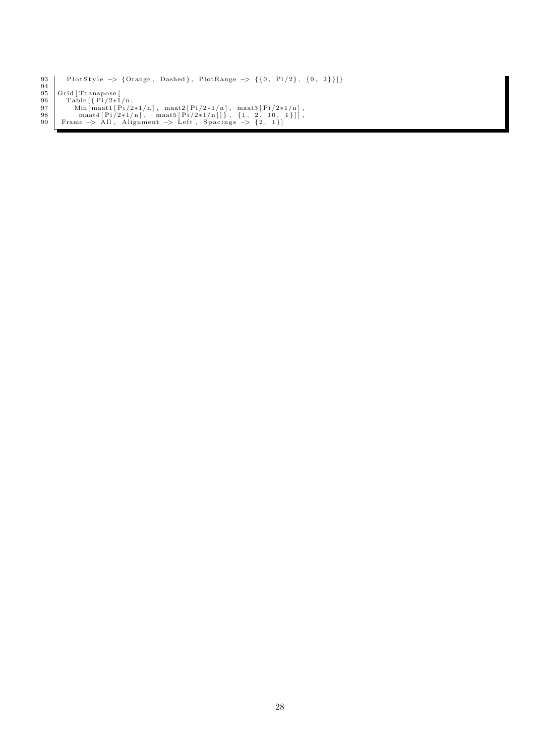```
93      PlotStyle -> {Orange, Dashed}, PlotRange -> {{0, Pi/2}, {0, 2}}]}
94
95  Grid[Transpose[
96      Table[{Pi/2*1/n,
97          Min[maat1[Pi/2*1/n], maat2[Pi/2*1/n], maat3[Pi/2*1/n],
98           maat4[Pi/2*1/n],   maat5[Pi/2*1/n]]}, {1, 2, 10, 1}]],
99    Frame -> All, Alignment -> Left, Spacings -> {2, 1}]
```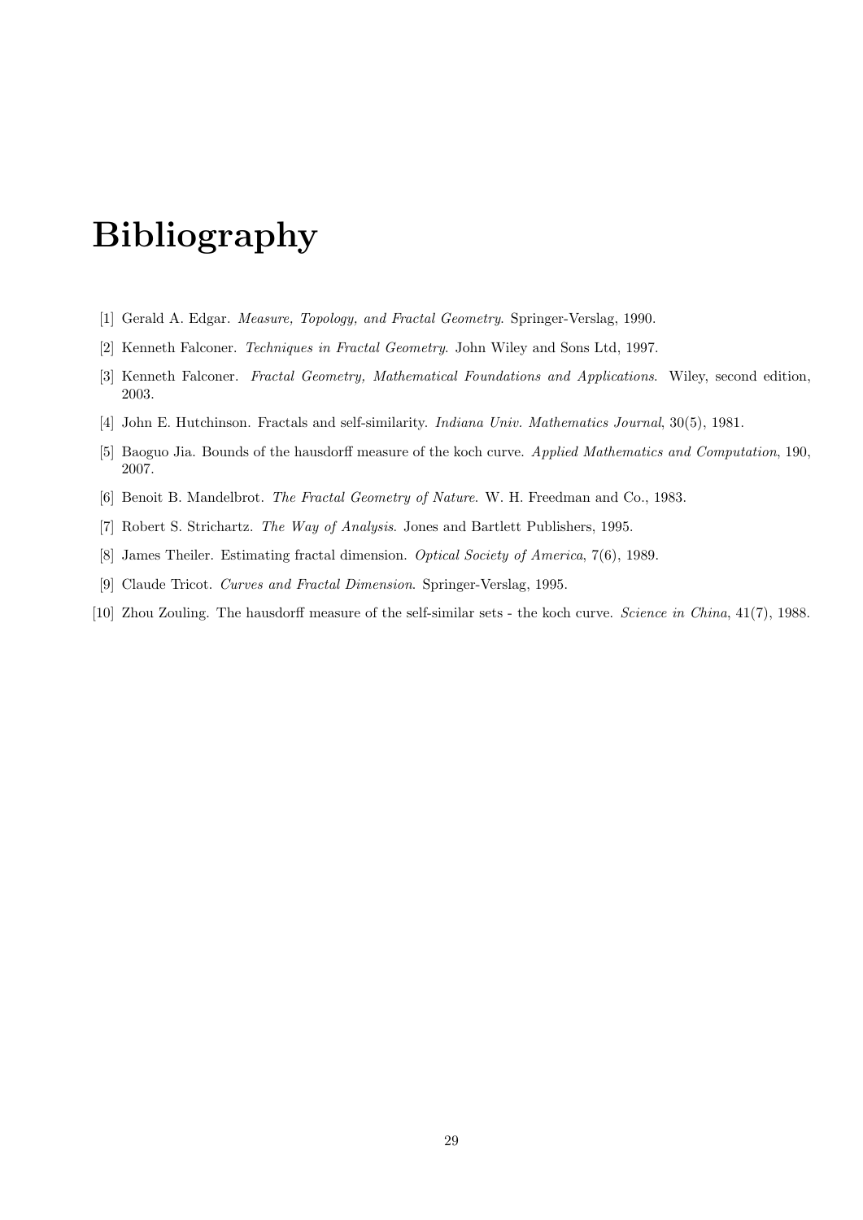# Bibliography

[1] Gerald A. Edgar. *Measure, Topology, and Fractal Geometry*. Springer-Verslag, 1990.

[2] Kenneth Falconer. *Techniques in Fractal Geometry*. John Wiley and Sons Ltd, 1997.

[3] Kenneth Falconer. *Fractal Geometry, Mathematical Foundations and Applications*. Wiley, second edition, 2003.

[4] John E. Hutchinson. Fractals and self-similarity. *Indiana Univ. Mathematics Journal*, 30(5), 1981.

[5] Baoguo Jia. Bounds of the hausdorff measure of the koch curve. *Applied Mathematics and Computation*, 190, 2007.

[6] Benoit B. Mandelbrot. *The Fractal Geometry of Nature*. W. H. Freedman and Co., 1983.

[7] Robert S. Strichartz. *The Way of Analysis*. Jones and Bartlett Publishers, 1995.

[8] James Theiler. Estimating fractal dimension. *Optical Society of America*, 7(6), 1989.

[9] Claude Tricot. *Curves and Fractal Dimension*. Springer-Verslag, 1995.

[10] Zhou Zouling. The hausdorff measure of the self-similar sets - the koch curve. *Science in China*, 41(7), 1988.